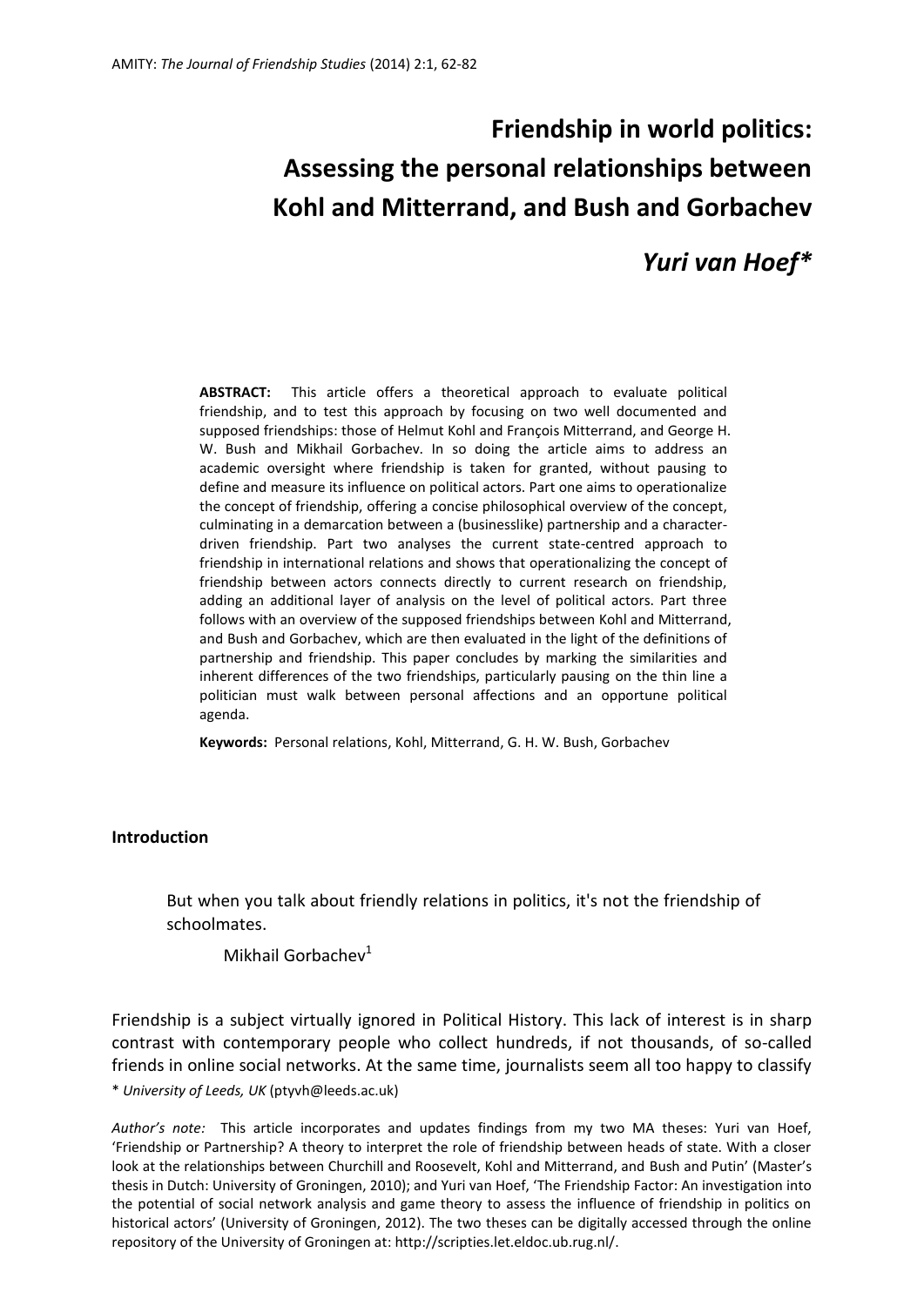# Friendship in world politics: Assessing the personal relationships between Kohl and Mitterrand, and Bush and Gorbachev

## *Yuri van Hoef\**

**ABSTRACT:** This article offers a theoretical approach to evaluate political friendship, and to test this approach by focusing on two well documented and supposed friendships: those of Helmut Kohl and François Mitterrand, and George H. W. Bush and Mikhail Gorbachev. In so doing the article aims to address an academic oversight where friendship is taken for granted, without pausing to define and measure its influence on political actors. Part one aims to operationalize the concept of friendship, offering a concise philosophical overview of the concept, culminating in a demarcation between a (businesslike) partnership and a character-driven friendship. Part two analyses the current state-centred approach to friendship in international relations and shows that operationalizing the concept of friendship between actors connects directly to current research on friendship, adding an additional layer of analysis on the level of political actors. Part three follows with an overview of the supposed friendships between Kohl and Mitterrand, and Bush and Gorbachev, which are then evaluated in the light of the definitions of partnership and friendship. This paper concludes by marking the similarities and inherent differences of the two friendships, particularly pausing on the thin line a politician must walk between personal affections and an opportune political agenda.

**Keywords:** Personal relations, Kohl, Mitterrand, G. H. W. Bush, Gorbachev

### Introduction

> But when you talk about friendly relations in politics, it's not the friendship of schoolmates.
>
> Mikhail Gorbachev[1]

Friendship is a subject virtually ignored in Political History. This lack of interest is in sharp contrast with contemporary people who collect hundreds, if not thousands, of so-called friends in online social networks. At the same time, journalists seem all too happy to classify

\* *University of Leeds, UK* (ptyvh@leeds.ac.uk)

*Author's note:* This article incorporates and updates findings from my two MA theses: Yuri van Hoef, 'Friendship or Partnership? A theory to interpret the role of friendship between heads of state. With a closer look at the relationships between Churchill and Roosevelt, Kohl and Mitterrand, and Bush and Putin' (Master's thesis in Dutch: University of Groningen, 2010); and Yuri van Hoef, 'The Friendship Factor: An investigation into the potential of social network analysis and game theory to assess the influence of friendship in politics on historical actors' (University of Groningen, 2012). The two theses can be digitally accessed through the online repository of the University of Groningen at: http://scripties.let.eldoc.ub.rug.nl/.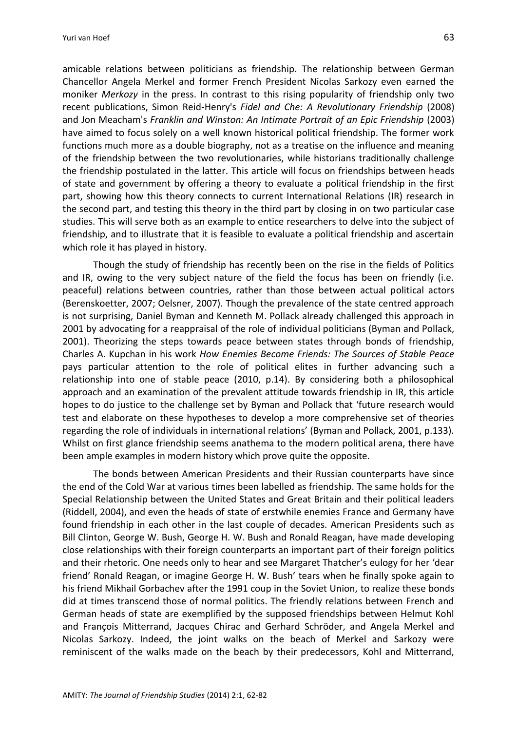amicable relations between politicians as friendship. The relationship between German Chancellor Angela Merkel and former French President Nicolas Sarkozy even earned the moniker *Merkozy* in the press. In contrast to this rising popularity of friendship only two recent publications, Simon Reid-Henry's *Fidel and Che: A Revolutionary Friendship* (2008) and Jon Meacham's *Franklin and Winston: An Intimate Portrait of an Epic Friendship* (2003) have aimed to focus solely on a well known historical political friendship. The former work functions much more as a double biography, not as a treatise on the influence and meaning of the friendship between the two revolutionaries, while historians traditionally challenge the friendship postulated in the latter. This article will focus on friendships between heads of state and government by offering a theory to evaluate a political friendship in the first part, showing how this theory connects to current International Relations (IR) research in the second part, and testing this theory in the third part by closing in on two particular case studies. This will serve both as an example to entice researchers to delve into the subject of friendship, and to illustrate that it is feasible to evaluate a political friendship and ascertain which role it has played in history.

Though the study of friendship has recently been on the rise in the fields of Politics and IR, owing to the very subject nature of the field the focus has been on friendly (i.e. peaceful) relations between countries, rather than those between actual political actors (Berenskoetter, 2007; Oelsner, 2007). Though the prevalence of the state centred approach is not surprising, Daniel Byman and Kenneth M. Pollack already challenged this approach in 2001 by advocating for a reappraisal of the role of individual politicians (Byman and Pollack, 2001). Theorizing the steps towards peace between states through bonds of friendship, Charles A. Kupchan in his work *How Enemies Become Friends: The Sources of Stable Peace* pays particular attention to the role of political elites in further advancing such a relationship into one of stable peace (2010, p.14). By considering both a philosophical approach and an examination of the prevalent attitude towards friendship in IR, this article hopes to do justice to the challenge set by Byman and Pollack that 'future research would test and elaborate on these hypotheses to develop a more comprehensive set of theories regarding the role of individuals in international relations' (Byman and Pollack, 2001, p.133). Whilst on first glance friendship seems anathema to the modern political arena, there have been ample examples in modern history which prove quite the opposite.

The bonds between American Presidents and their Russian counterparts have since the end of the Cold War at various times been labelled as friendship. The same holds for the Special Relationship between the United States and Great Britain and their political leaders (Riddell, 2004), and even the heads of state of erstwhile enemies France and Germany have found friendship in each other in the last couple of decades. American Presidents such as Bill Clinton, George W. Bush, George H. W. Bush and Ronald Reagan, have made developing close relationships with their foreign counterparts an important part of their foreign politics and their rhetoric. One needs only to hear and see Margaret Thatcher's eulogy for her 'dear friend' Ronald Reagan, or imagine George H. W. Bush' tears when he finally spoke again to his friend Mikhail Gorbachev after the 1991 coup in the Soviet Union, to realize these bonds did at times transcend those of normal politics. The friendly relations between French and German heads of state are exemplified by the supposed friendships between Helmut Kohl and François Mitterrand, Jacques Chirac and Gerhard Schröder, and Angela Merkel and Nicolas Sarkozy. Indeed, the joint walks on the beach of Merkel and Sarkozy were reminiscent of the walks made on the beach by their predecessors, Kohl and Mitterrand,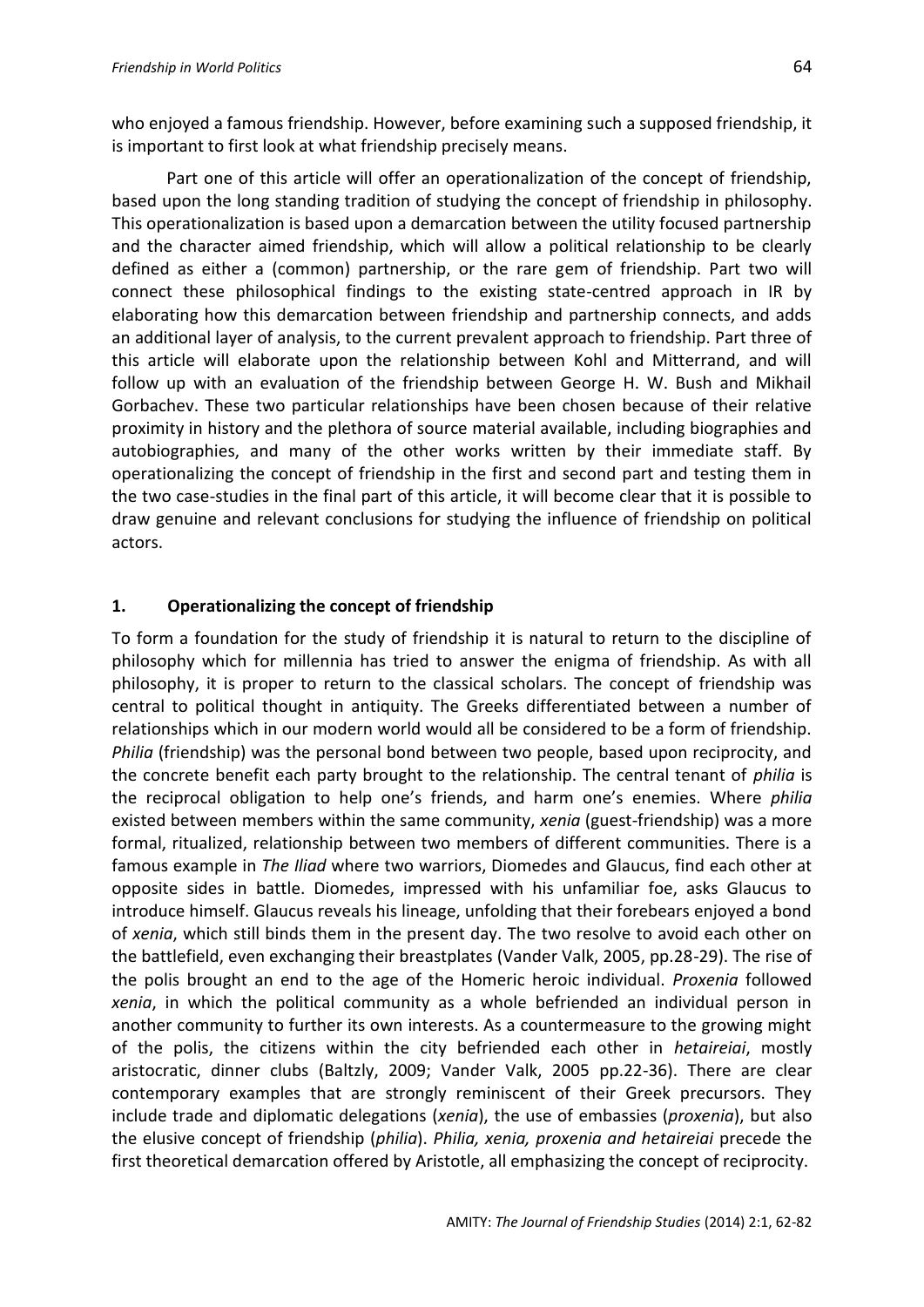who enjoyed a famous friendship. However, before examining such a supposed friendship, it is important to first look at what friendship precisely means.

Part one of this article will offer an operationalization of the concept of friendship, based upon the long standing tradition of studying the concept of friendship in philosophy. This operationalization is based upon a demarcation between the utility focused partnership and the character aimed friendship, which will allow a political relationship to be clearly defined as either a (common) partnership, or the rare gem of friendship. Part two will connect these philosophical findings to the existing state-centred approach in IR by elaborating how this demarcation between friendship and partnership connects, and adds an additional layer of analysis, to the current prevalent approach to friendship. Part three of this article will elaborate upon the relationship between Kohl and Mitterrand, and will follow up with an evaluation of the friendship between George H. W. Bush and Mikhail Gorbachev. These two particular relationships have been chosen because of their relative proximity in history and the plethora of source material available, including biographies and autobiographies, and many of the other works written by their immediate staff. By operationalizing the concept of friendship in the first and second part and testing them in the two case-studies in the final part of this article, it will become clear that it is possible to draw genuine and relevant conclusions for studying the influence of friendship on political actors.

## 1. Operationalizing the concept of friendship

To form a foundation for the study of friendship it is natural to return to the discipline of philosophy which for millennia has tried to answer the enigma of friendship. As with all philosophy, it is proper to return to the classical scholars. The concept of friendship was central to political thought in antiquity. The Greeks differentiated between a number of relationships which in our modern world would all be considered to be a form of friendship. *Philia* (friendship) was the personal bond between two people, based upon reciprocity, and the concrete benefit each party brought to the relationship. The central tenant of *philia* is the reciprocal obligation to help one's friends, and harm one's enemies. Where *philia* existed between members within the same community, *xenia* (guest-friendship) was a more formal, ritualized, relationship between two members of different communities. There is a famous example in *The Iliad* where two warriors, Diomedes and Glaucus, find each other at opposite sides in battle. Diomedes, impressed with his unfamiliar foe, asks Glaucus to introduce himself. Glaucus reveals his lineage, unfolding that their forebears enjoyed a bond of *xenia*, which still binds them in the present day. The two resolve to avoid each other on the battlefield, even exchanging their breastplates (Vander Valk, 2005, pp.28-29). The rise of the polis brought an end to the age of the Homeric heroic individual. *Proxenia* followed *xenia*, in which the political community as a whole befriended an individual person in another community to further its own interests. As a countermeasure to the growing might of the polis, the citizens within the city befriended each other in *hetaireiai*, mostly aristocratic, dinner clubs (Baltzly, 2009; Vander Valk, 2005 pp.22-36). There are clear contemporary examples that are strongly reminiscent of their Greek precursors. They include trade and diplomatic delegations (*xenia*), the use of embassies (*proxenia*), but also the elusive concept of friendship (*philia*). *Philia, xenia, proxenia and hetaireiai* precede the first theoretical demarcation offered by Aristotle, all emphasizing the concept of reciprocity.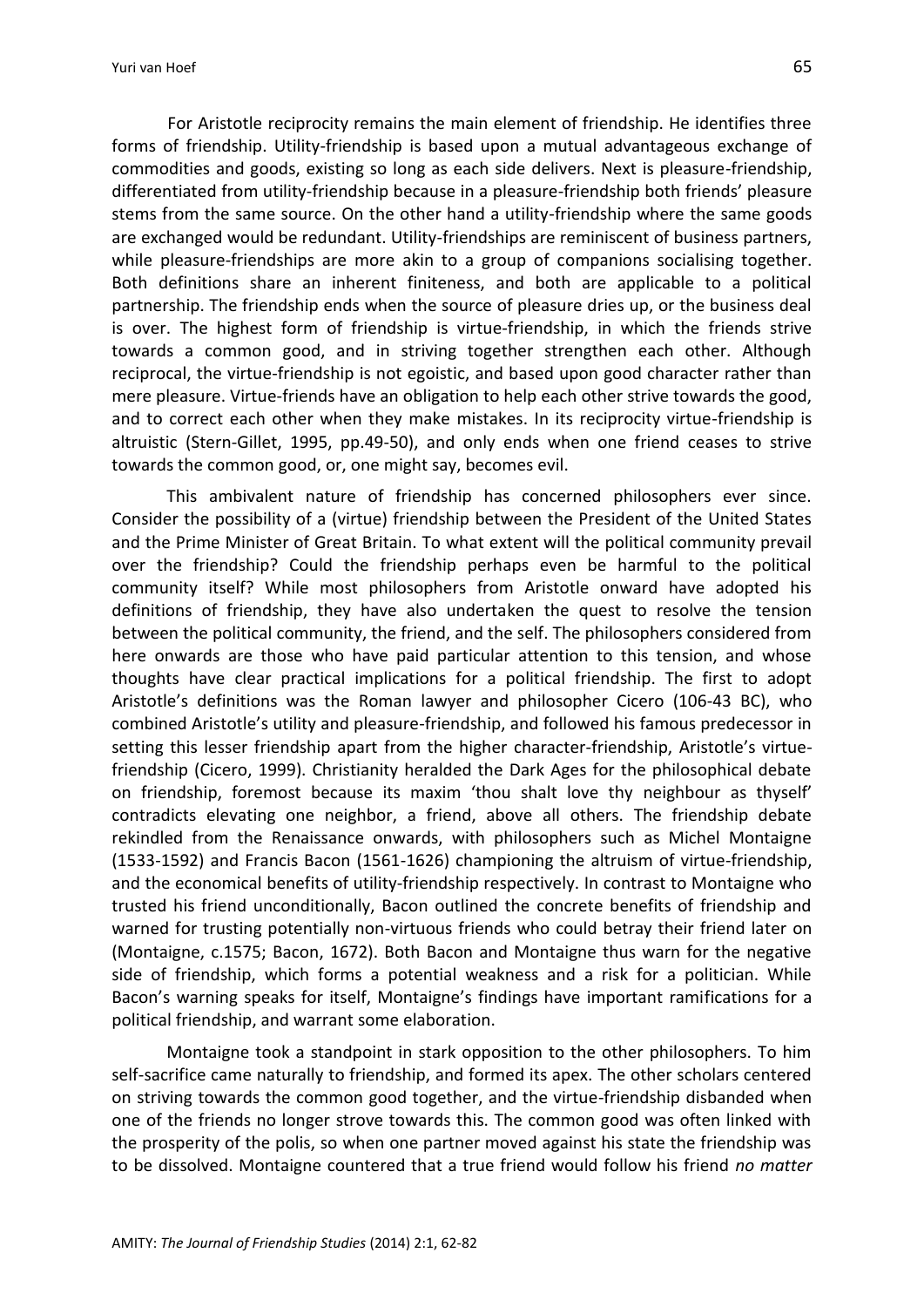For Aristotle reciprocity remains the main element of friendship. He identifies three forms of friendship. Utility-friendship is based upon a mutual advantageous exchange of commodities and goods, existing so long as each side delivers. Next is pleasure-friendship, differentiated from utility-friendship because in a pleasure-friendship both friends' pleasure stems from the same source. On the other hand a utility-friendship where the same goods are exchanged would be redundant. Utility-friendships are reminiscent of business partners, while pleasure-friendships are more akin to a group of companions socialising together. Both definitions share an inherent finiteness, and both are applicable to a political partnership. The friendship ends when the source of pleasure dries up, or the business deal is over. The highest form of friendship is virtue-friendship, in which the friends strive towards a common good, and in striving together strengthen each other. Although reciprocal, the virtue-friendship is not egoistic, and based upon good character rather than mere pleasure. Virtue-friends have an obligation to help each other strive towards the good, and to correct each other when they make mistakes. In its reciprocity virtue-friendship is altruistic (Stern-Gillet, 1995, pp.49-50), and only ends when one friend ceases to strive towards the common good, or, one might say, becomes evil.

This ambivalent nature of friendship has concerned philosophers ever since. Consider the possibility of a (virtue) friendship between the President of the United States and the Prime Minister of Great Britain. To what extent will the political community prevail over the friendship? Could the friendship perhaps even be harmful to the political community itself? While most philosophers from Aristotle onward have adopted his definitions of friendship, they have also undertaken the quest to resolve the tension between the political community, the friend, and the self. The philosophers considered from here onwards are those who have paid particular attention to this tension, and whose thoughts have clear practical implications for a political friendship. The first to adopt Aristotle's definitions was the Roman lawyer and philosopher Cicero (106-43 BC), who combined Aristotle's utility and pleasure-friendship, and followed his famous predecessor in setting this lesser friendship apart from the higher character-friendship, Aristotle's virtue-friendship (Cicero, 1999). Christianity heralded the Dark Ages for the philosophical debate on friendship, foremost because its maxim 'thou shalt love thy neighbour as thyself' contradicts elevating one neighbor, a friend, above all others. The friendship debate rekindled from the Renaissance onwards, with philosophers such as Michel Montaigne (1533-1592) and Francis Bacon (1561-1626) championing the altruism of virtue-friendship, and the economical benefits of utility-friendship respectively. In contrast to Montaigne who trusted his friend unconditionally, Bacon outlined the concrete benefits of friendship and warned for trusting potentially non-virtuous friends who could betray their friend later on (Montaigne, c.1575; Bacon, 1672). Both Bacon and Montaigne thus warn for the negative side of friendship, which forms a potential weakness and a risk for a politician. While Bacon's warning speaks for itself, Montaigne's findings have important ramifications for a political friendship, and warrant some elaboration.

Montaigne took a standpoint in stark opposition to the other philosophers. To him self-sacrifice came naturally to friendship, and formed its apex. The other scholars centered on striving towards the common good together, and the virtue-friendship disbanded when one of the friends no longer strove towards this. The common good was often linked with the prosperity of the polis, so when one partner moved against his state the friendship was to be dissolved. Montaigne countered that a true friend would follow his friend *no matter*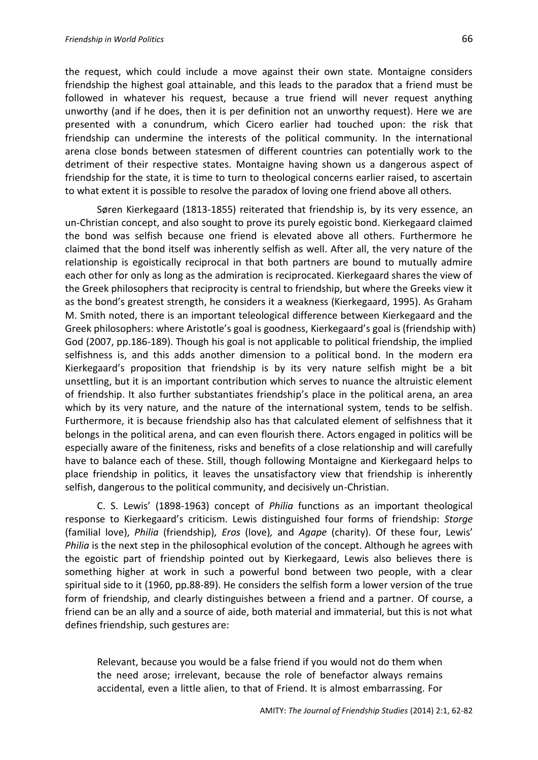the request, which could include a move against their own state. Montaigne considers friendship the highest goal attainable, and this leads to the paradox that a friend must be followed in whatever his request, because a true friend will never request anything unworthy (and if he does, then it is per definition not an unworthy request). Here we are presented with a conundrum, which Cicero earlier had touched upon: the risk that friendship can undermine the interests of the political community. In the international arena close bonds between statesmen of different countries can potentially work to the detriment of their respective states. Montaigne having shown us a dangerous aspect of friendship for the state, it is time to turn to theological concerns earlier raised, to ascertain to what extent it is possible to resolve the paradox of loving one friend above all others.

Søren Kierkegaard (1813-1855) reiterated that friendship is, by its very essence, an un-Christian concept, and also sought to prove its purely egoistic bond. Kierkegaard claimed the bond was selfish because one friend is elevated above all others. Furthermore he claimed that the bond itself was inherently selfish as well. After all, the very nature of the relationship is egoistically reciprocal in that both partners are bound to mutually admire each other for only as long as the admiration is reciprocated. Kierkegaard shares the view of the Greek philosophers that reciprocity is central to friendship, but where the Greeks view it as the bond's greatest strength, he considers it a weakness (Kierkegaard, 1995). As Graham M. Smith noted, there is an important teleological difference between Kierkegaard and the Greek philosophers: where Aristotle's goal is goodness, Kierkegaard's goal is (friendship with) God (2007, pp.186-189). Though his goal is not applicable to political friendship, the implied selfishness is, and this adds another dimension to a political bond. In the modern era Kierkegaard's proposition that friendship is by its very nature selfish might be a bit unsettling, but it is an important contribution which serves to nuance the altruistic element of friendship. It also further substantiates friendship's place in the political arena, an area which by its very nature, and the nature of the international system, tends to be selfish. Furthermore, it is because friendship also has that calculated element of selfishness that it belongs in the political arena, and can even flourish there. Actors engaged in politics will be especially aware of the finiteness, risks and benefits of a close relationship and will carefully have to balance each of these. Still, though following Montaigne and Kierkegaard helps to place friendship in politics, it leaves the unsatisfactory view that friendship is inherently selfish, dangerous to the political community, and decisively un-Christian.

C. S. Lewis' (1898-1963) concept of *Philia* functions as an important theological response to Kierkegaard's criticism. Lewis distinguished four forms of friendship: *Storge* (familial love), *Philia* (friendship)*, Eros* (love)*,* and *Agape* (charity). Of these four, Lewis' *Philia* is the next step in the philosophical evolution of the concept. Although he agrees with the egoistic part of friendship pointed out by Kierkegaard, Lewis also believes there is something higher at work in such a powerful bond between two people, with a clear spiritual side to it (1960, pp.88-89). He considers the selfish form a lower version of the true form of friendship, and clearly distinguishes between a friend and a partner*.* Of course, a friend can be an ally and a source of aide, both material and immaterial, but this is not what defines friendship, such gestures are:

> Relevant, because you would be a false friend if you would not do them when the need arose; irrelevant, because the role of benefactor always remains accidental, even a little alien, to that of Friend. It is almost embarrassing. For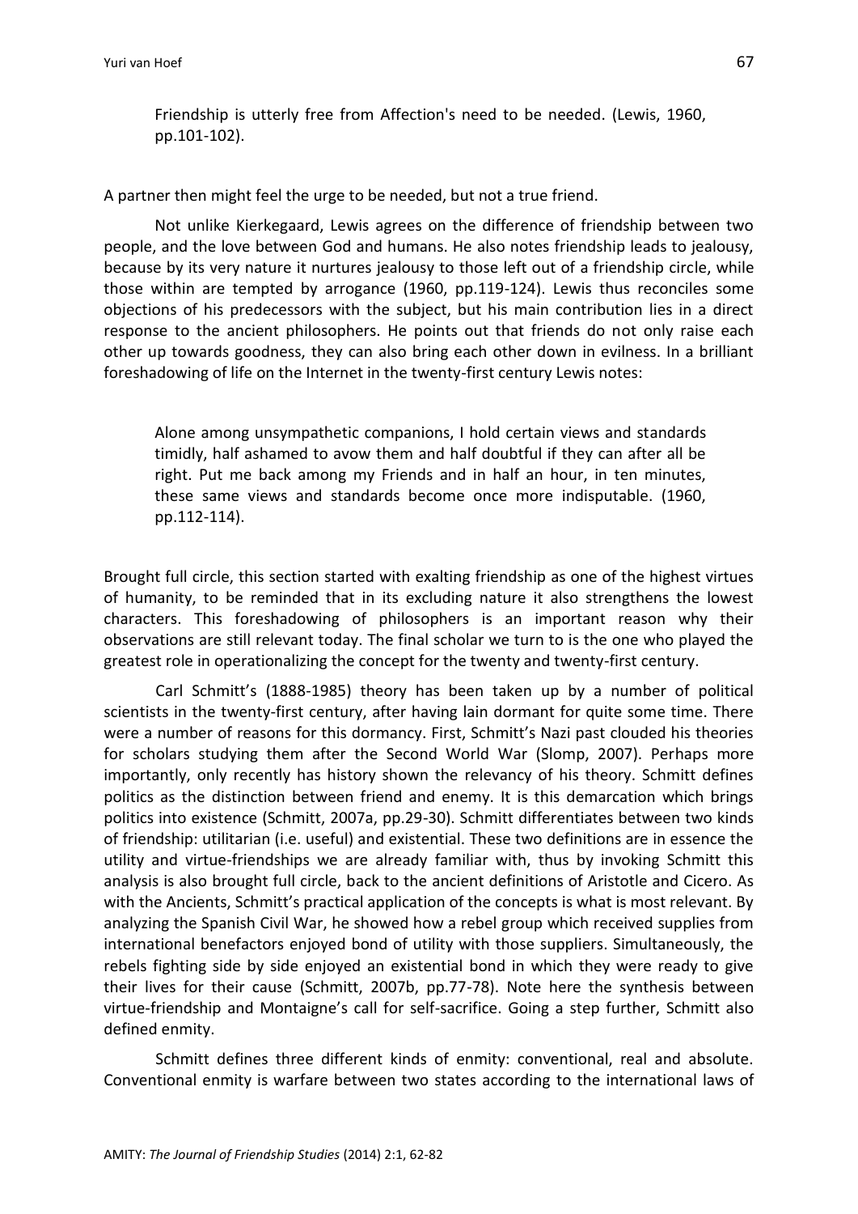> Friendship is utterly free from Affection's need to be needed. (Lewis, 1960, pp.101-102).

A partner then might feel the urge to be needed, but not a true friend.

Not unlike Kierkegaard, Lewis agrees on the difference of friendship between two people, and the love between God and humans. He also notes friendship leads to jealousy, because by its very nature it nurtures jealousy to those left out of a friendship circle, while those within are tempted by arrogance (1960, pp.119-124). Lewis thus reconciles some objections of his predecessors with the subject, but his main contribution lies in a direct response to the ancient philosophers. He points out that friends do not only raise each other up towards goodness, they can also bring each other down in evilness. In a brilliant foreshadowing of life on the Internet in the twenty-first century Lewis notes:

> Alone among unsympathetic companions, I hold certain views and standards timidly, half ashamed to avow them and half doubtful if they can after all be right. Put me back among my Friends and in half an hour, in ten minutes, these same views and standards become once more indisputable. (1960, pp.112-114).

Brought full circle, this section started with exalting friendship as one of the highest virtues of humanity, to be reminded that in its excluding nature it also strengthens the lowest characters. This foreshadowing of philosophers is an important reason why their observations are still relevant today. The final scholar we turn to is the one who played the greatest role in operationalizing the concept for the twenty and twenty-first century.

Carl Schmitt's (1888-1985) theory has been taken up by a number of political scientists in the twenty-first century, after having lain dormant for quite some time. There were a number of reasons for this dormancy. First, Schmitt's Nazi past clouded his theories for scholars studying them after the Second World War (Slomp, 2007). Perhaps more importantly, only recently has history shown the relevancy of his theory. Schmitt defines politics as the distinction between friend and enemy. It is this demarcation which brings politics into existence (Schmitt, 2007a, pp.29-30). Schmitt differentiates between two kinds of friendship: utilitarian (i.e. useful) and existential. These two definitions are in essence the utility and virtue-friendships we are already familiar with, thus by invoking Schmitt this analysis is also brought full circle, back to the ancient definitions of Aristotle and Cicero. As with the Ancients, Schmitt's practical application of the concepts is what is most relevant. By analyzing the Spanish Civil War, he showed how a rebel group which received supplies from international benefactors enjoyed bond of utility with those suppliers. Simultaneously, the rebels fighting side by side enjoyed an existential bond in which they were ready to give their lives for their cause (Schmitt, 2007b, pp.77-78). Note here the synthesis between virtue-friendship and Montaigne's call for self-sacrifice. Going a step further, Schmitt also defined enmity.

Schmitt defines three different kinds of enmity: conventional, real and absolute. Conventional enmity is warfare between two states according to the international laws of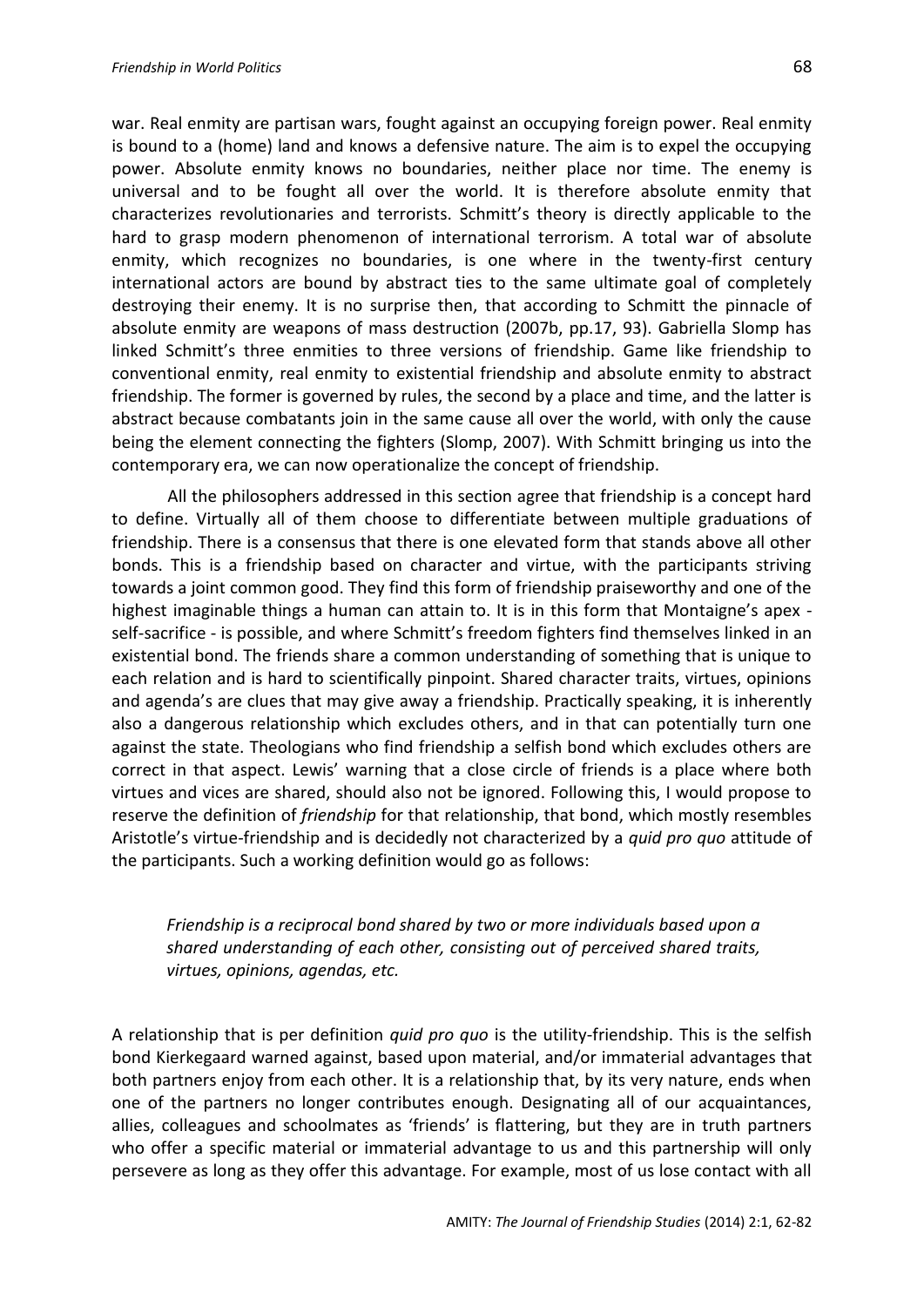war. Real enmity are partisan wars, fought against an occupying foreign power. Real enmity is bound to a (home) land and knows a defensive nature. The aim is to expel the occupying power. Absolute enmity knows no boundaries, neither place nor time. The enemy is universal and to be fought all over the world. It is therefore absolute enmity that characterizes revolutionaries and terrorists. Schmitt's theory is directly applicable to the hard to grasp modern phenomenon of international terrorism. A total war of absolute enmity, which recognizes no boundaries, is one where in the twenty-first century international actors are bound by abstract ties to the same ultimate goal of completely destroying their enemy. It is no surprise then, that according to Schmitt the pinnacle of absolute enmity are weapons of mass destruction (2007b, pp.17, 93). Gabriella Slomp has linked Schmitt's three enmities to three versions of friendship. Game like friendship to conventional enmity, real enmity to existential friendship and absolute enmity to abstract friendship. The former is governed by rules, the second by a place and time, and the latter is abstract because combatants join in the same cause all over the world, with only the cause being the element connecting the fighters (Slomp, 2007). With Schmitt bringing us into the contemporary era, we can now operationalize the concept of friendship.

All the philosophers addressed in this section agree that friendship is a concept hard to define. Virtually all of them choose to differentiate between multiple graduations of friendship. There is a consensus that there is one elevated form that stands above all other bonds. This is a friendship based on character and virtue, with the participants striving towards a joint common good. They find this form of friendship praiseworthy and one of the highest imaginable things a human can attain to. It is in this form that Montaigne's apex - self-sacrifice - is possible, and where Schmitt's freedom fighters find themselves linked in an existential bond. The friends share a common understanding of something that is unique to each relation and is hard to scientifically pinpoint. Shared character traits, virtues, opinions and agenda's are clues that may give away a friendship. Practically speaking, it is inherently also a dangerous relationship which excludes others, and in that can potentially turn one against the state. Theologians who find friendship a selfish bond which excludes others are correct in that aspect. Lewis' warning that a close circle of friends is a place where both virtues and vices are shared, should also not be ignored. Following this, I would propose to reserve the definition of *friendship* for that relationship, that bond, which mostly resembles Aristotle's virtue-friendship and is decidedly not characterized by a *quid pro quo* attitude of the participants. Such a working definition would go as follows:

> *Friendship is a reciprocal bond shared by two or more individuals based upon a shared understanding of each other, consisting out of perceived shared traits, virtues, opinions, agendas, etc.*

A relationship that is per definition *quid pro quo* is the utility-friendship. This is the selfish bond Kierkegaard warned against, based upon material, and/or immaterial advantages that both partners enjoy from each other. It is a relationship that, by its very nature, ends when one of the partners no longer contributes enough. Designating all of our acquaintances, allies, colleagues and schoolmates as 'friends' is flattering, but they are in truth partners who offer a specific material or immaterial advantage to us and this partnership will only persevere as long as they offer this advantage. For example, most of us lose contact with all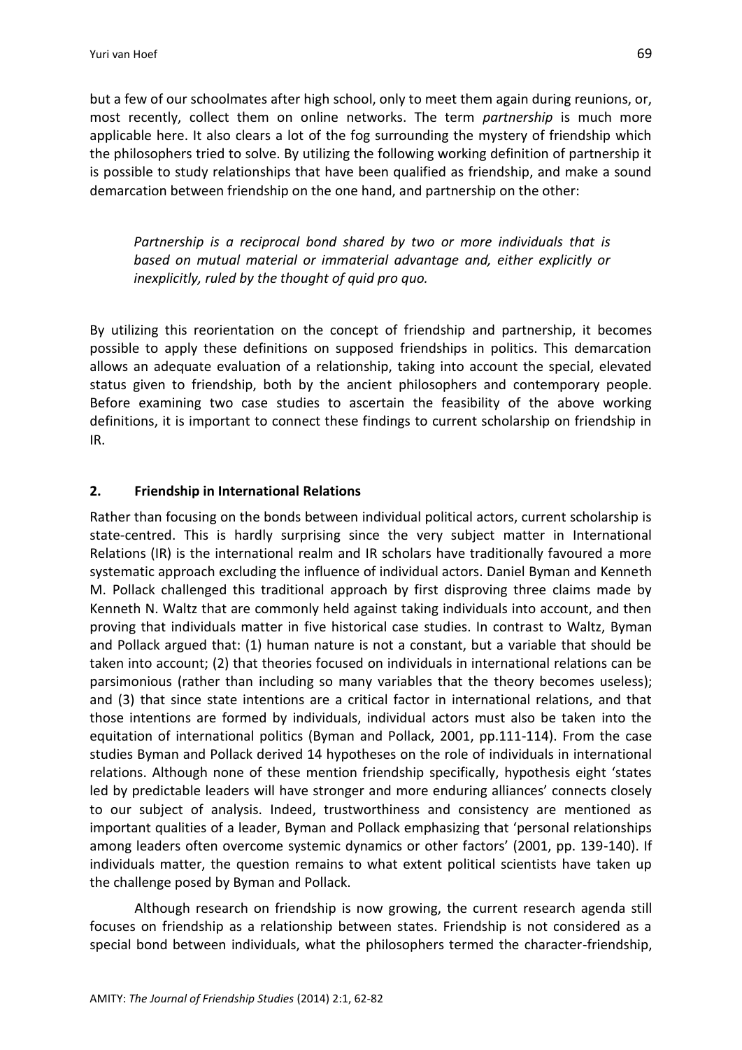but a few of our schoolmates after high school, only to meet them again during reunions, or, most recently, collect them on online networks. The term *partnership* is much more applicable here. It also clears a lot of the fog surrounding the mystery of friendship which the philosophers tried to solve. By utilizing the following working definition of partnership it is possible to study relationships that have been qualified as friendship, and make a sound demarcation between friendship on the one hand, and partnership on the other:

> *Partnership is a reciprocal bond shared by two or more individuals that is based on mutual material or immaterial advantage and, either explicitly or inexplicitly, ruled by the thought of quid pro quo.*

By utilizing this reorientation on the concept of friendship and partnership, it becomes possible to apply these definitions on supposed friendships in politics. This demarcation allows an adequate evaluation of a relationship, taking into account the special, elevated status given to friendship, both by the ancient philosophers and contemporary people. Before examining two case studies to ascertain the feasibility of the above working definitions, it is important to connect these findings to current scholarship on friendship in IR.

## 2. Friendship in International Relations

Rather than focusing on the bonds between individual political actors, current scholarship is state-centred. This is hardly surprising since the very subject matter in International Relations (IR) is the international realm and IR scholars have traditionally favoured a more systematic approach excluding the influence of individual actors. Daniel Byman and Kenneth M. Pollack challenged this traditional approach by first disproving three claims made by Kenneth N. Waltz that are commonly held against taking individuals into account, and then proving that individuals matter in five historical case studies. In contrast to Waltz, Byman and Pollack argued that: (1) human nature is not a constant, but a variable that should be taken into account; (2) that theories focused on individuals in international relations can be parsimonious (rather than including so many variables that the theory becomes useless); and (3) that since state intentions are a critical factor in international relations, and that those intentions are formed by individuals, individual actors must also be taken into the equitation of international politics (Byman and Pollack, 2001, pp.111-114). From the case studies Byman and Pollack derived 14 hypotheses on the role of individuals in international relations. Although none of these mention friendship specifically, hypothesis eight 'states led by predictable leaders will have stronger and more enduring alliances' connects closely to our subject of analysis. Indeed, trustworthiness and consistency are mentioned as important qualities of a leader, Byman and Pollack emphasizing that 'personal relationships among leaders often overcome systemic dynamics or other factors' (2001, pp. 139-140). If individuals matter, the question remains to what extent political scientists have taken up the challenge posed by Byman and Pollack.

Although research on friendship is now growing, the current research agenda still focuses on friendship as a relationship between states. Friendship is not considered as a special bond between individuals, what the philosophers termed the character-friendship,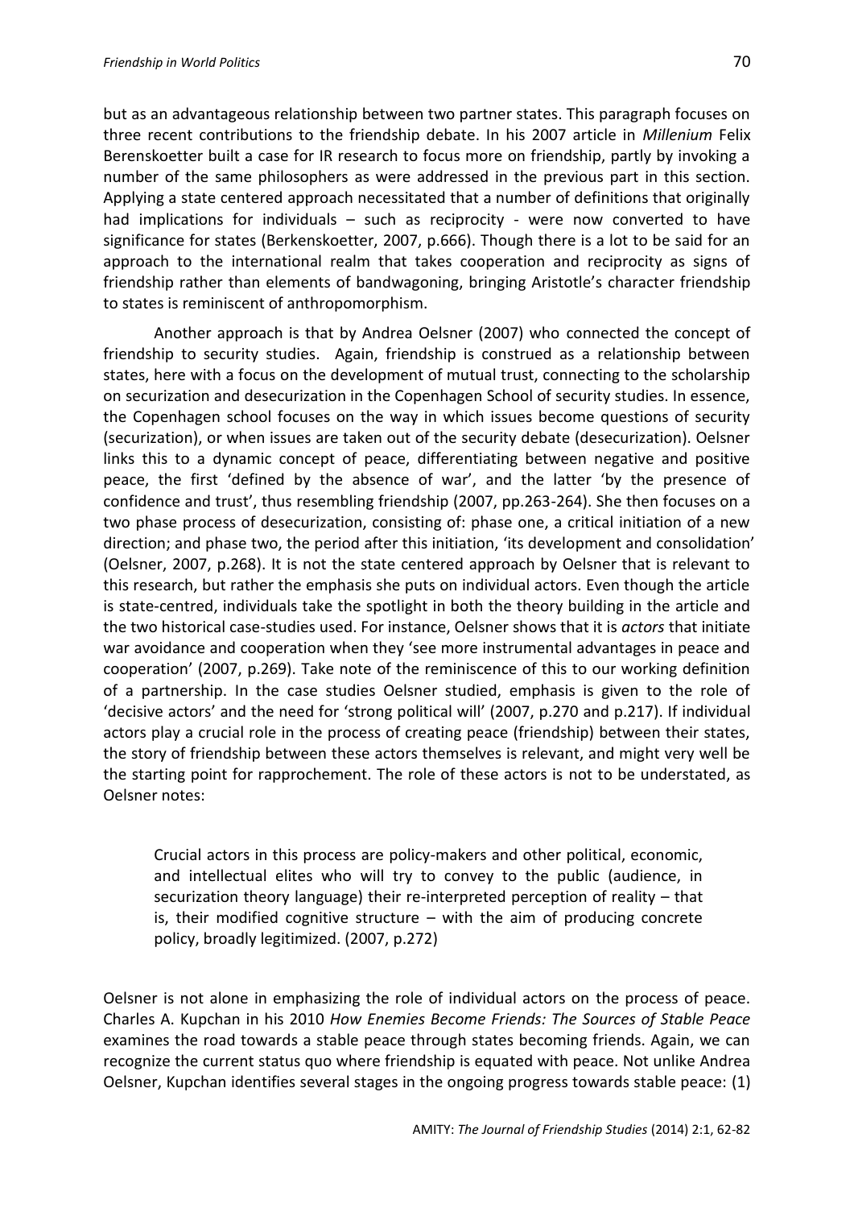but as an advantageous relationship between two partner states. This paragraph focuses on three recent contributions to the friendship debate. In his 2007 article in *Millenium* Felix Berenskoetter built a case for IR research to focus more on friendship, partly by invoking a number of the same philosophers as were addressed in the previous part in this section. Applying a state centered approach necessitated that a number of definitions that originally had implications for individuals – such as reciprocity - were now converted to have significance for states (Berkenskoetter, 2007, p.666). Though there is a lot to be said for an approach to the international realm that takes cooperation and reciprocity as signs of friendship rather than elements of bandwagoning, bringing Aristotle's character friendship to states is reminiscent of anthropomorphism.

Another approach is that by Andrea Oelsner (2007) who connected the concept of friendship to security studies. Again, friendship is construed as a relationship between states, here with a focus on the development of mutual trust, connecting to the scholarship on securization and desecurization in the Copenhagen School of security studies. In essence, the Copenhagen school focuses on the way in which issues become questions of security (securization), or when issues are taken out of the security debate (desecurization). Oelsner links this to a dynamic concept of peace, differentiating between negative and positive peace, the first 'defined by the absence of war', and the latter 'by the presence of confidence and trust', thus resembling friendship (2007, pp.263-264). She then focuses on a two phase process of desecurization, consisting of: phase one, a critical initiation of a new direction; and phase two, the period after this initiation, 'its development and consolidation' (Oelsner, 2007, p.268). It is not the state centered approach by Oelsner that is relevant to this research, but rather the emphasis she puts on individual actors. Even though the article is state-centred, individuals take the spotlight in both the theory building in the article and the two historical case-studies used. For instance, Oelsner shows that it is *actors* that initiate war avoidance and cooperation when they 'see more instrumental advantages in peace and cooperation' (2007, p.269). Take note of the reminiscence of this to our working definition of a partnership. In the case studies Oelsner studied, emphasis is given to the role of 'decisive actors' and the need for 'strong political will' (2007, p.270 and p.217). If individual actors play a crucial role in the process of creating peace (friendship) between their states, the story of friendship between these actors themselves is relevant, and might very well be the starting point for rapprochement. The role of these actors is not to be understated, as Oelsner notes:

> Crucial actors in this process are policy-makers and other political, economic, and intellectual elites who will try to convey to the public (audience, in securization theory language) their re-interpreted perception of reality – that is, their modified cognitive structure – with the aim of producing concrete policy, broadly legitimized. (2007, p.272)

Oelsner is not alone in emphasizing the role of individual actors on the process of peace. Charles A. Kupchan in his 2010 *How Enemies Become Friends: The Sources of Stable Peace* examines the road towards a stable peace through states becoming friends. Again, we can recognize the current status quo where friendship is equated with peace. Not unlike Andrea Oelsner, Kupchan identifies several stages in the ongoing progress towards stable peace: (1)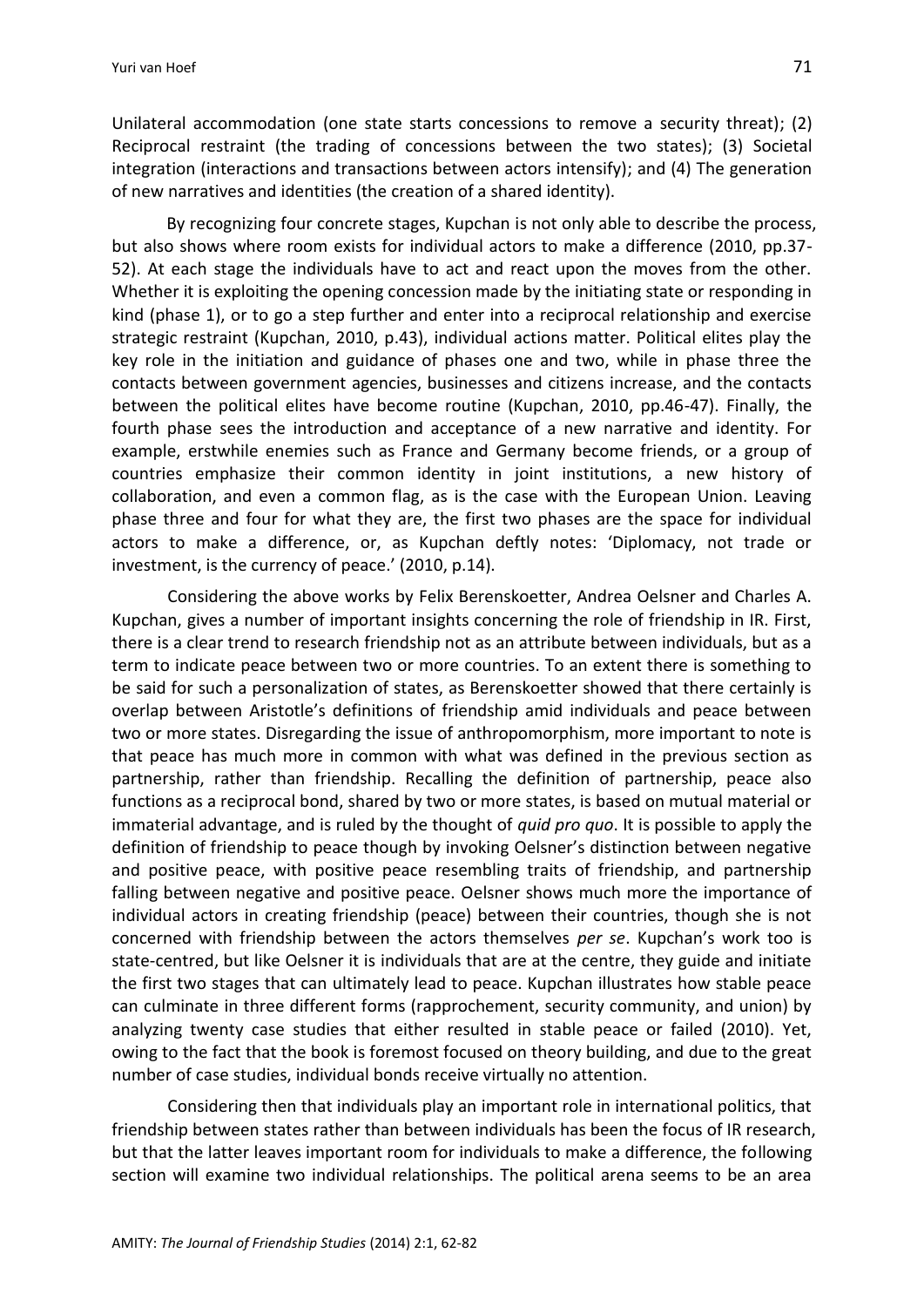Unilateral accommodation (one state starts concessions to remove a security threat); (2) Reciprocal restraint (the trading of concessions between the two states); (3) Societal integration (interactions and transactions between actors intensify); and (4) The generation of new narratives and identities (the creation of a shared identity).

By recognizing four concrete stages, Kupchan is not only able to describe the process, but also shows where room exists for individual actors to make a difference (2010, pp.37-52). At each stage the individuals have to act and react upon the moves from the other. Whether it is exploiting the opening concession made by the initiating state or responding in kind (phase 1), or to go a step further and enter into a reciprocal relationship and exercise strategic restraint (Kupchan, 2010, p.43), individual actions matter. Political elites play the key role in the initiation and guidance of phases one and two, while in phase three the contacts between government agencies, businesses and citizens increase, and the contacts between the political elites have become routine (Kupchan, 2010, pp.46-47). Finally, the fourth phase sees the introduction and acceptance of a new narrative and identity. For example, erstwhile enemies such as France and Germany become friends, or a group of countries emphasize their common identity in joint institutions, a new history of collaboration, and even a common flag, as is the case with the European Union. Leaving phase three and four for what they are, the first two phases are the space for individual actors to make a difference, or, as Kupchan deftly notes: 'Diplomacy, not trade or investment, is the currency of peace.' (2010, p.14).

Considering the above works by Felix Berenskoetter, Andrea Oelsner and Charles A. Kupchan, gives a number of important insights concerning the role of friendship in IR. First, there is a clear trend to research friendship not as an attribute between individuals, but as a term to indicate peace between two or more countries. To an extent there is something to be said for such a personalization of states, as Berenskoetter showed that there certainly is overlap between Aristotle's definitions of friendship amid individuals and peace between two or more states. Disregarding the issue of anthropomorphism, more important to note is that peace has much more in common with what was defined in the previous section as partnership, rather than friendship. Recalling the definition of partnership, peace also functions as a reciprocal bond, shared by two or more states, is based on mutual material or immaterial advantage, and is ruled by the thought of *quid pro quo*. It is possible to apply the definition of friendship to peace though by invoking Oelsner's distinction between negative and positive peace, with positive peace resembling traits of friendship, and partnership falling between negative and positive peace. Oelsner shows much more the importance of individual actors in creating friendship (peace) between their countries, though she is not concerned with friendship between the actors themselves *per se*. Kupchan's work too is state-centred, but like Oelsner it is individuals that are at the centre, they guide and initiate the first two stages that can ultimately lead to peace. Kupchan illustrates how stable peace can culminate in three different forms (rapprochement, security community, and union) by analyzing twenty case studies that either resulted in stable peace or failed (2010). Yet, owing to the fact that the book is foremost focused on theory building, and due to the great number of case studies, individual bonds receive virtually no attention.

Considering then that individuals play an important role in international politics, that friendship between states rather than between individuals has been the focus of IR research, but that the latter leaves important room for individuals to make a difference, the following section will examine two individual relationships. The political arena seems to be an area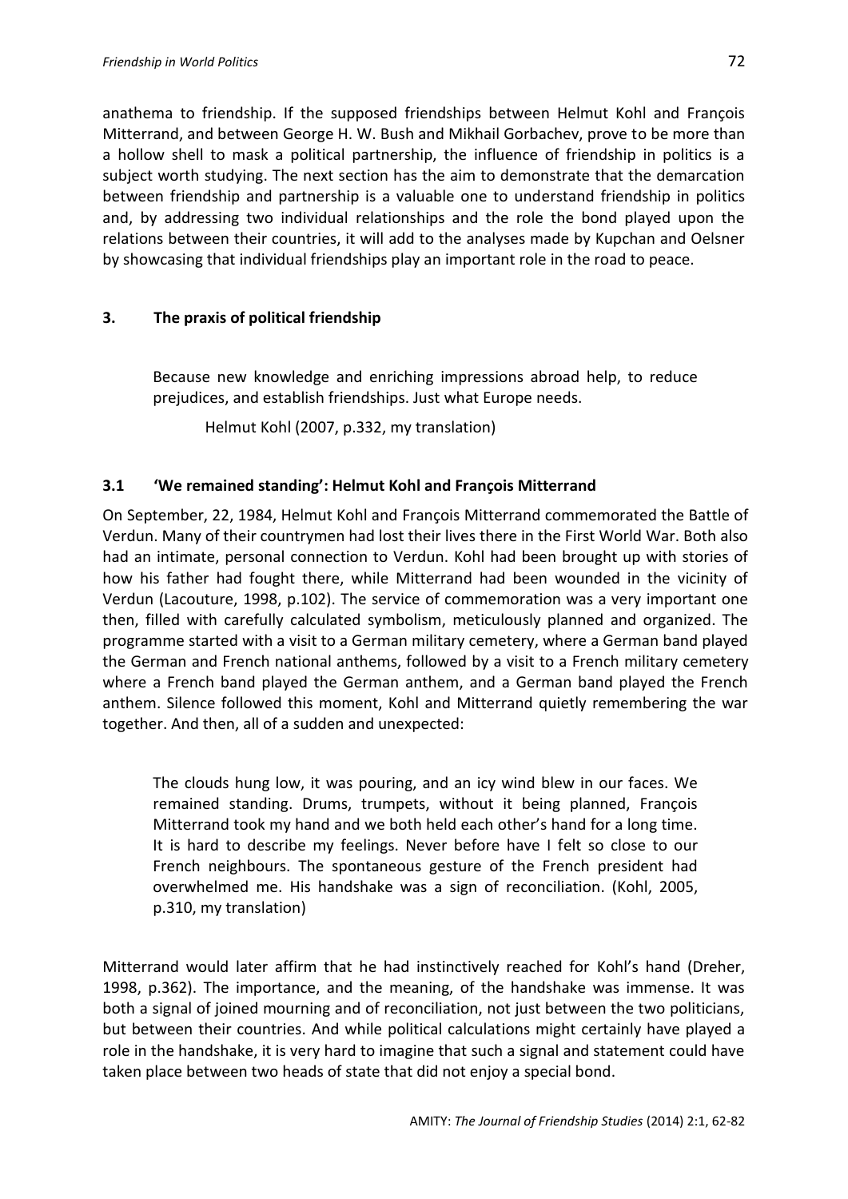anathema to friendship. If the supposed friendships between Helmut Kohl and François Mitterrand, and between George H. W. Bush and Mikhail Gorbachev, prove to be more than a hollow shell to mask a political partnership, the influence of friendship in politics is a subject worth studying. The next section has the aim to demonstrate that the demarcation between friendship and partnership is a valuable one to understand friendship in politics and, by addressing two individual relationships and the role the bond played upon the relations between their countries, it will add to the analyses made by Kupchan and Oelsner by showcasing that individual friendships play an important role in the road to peace.

## 3. The praxis of political friendship

> Because new knowledge and enriching impressions abroad help, to reduce prejudices, and establish friendships. Just what Europe needs.
>
> Helmut Kohl (2007, p.332, my translation)

### 3.1 'We remained standing': Helmut Kohl and François Mitterrand

On September, 22, 1984, Helmut Kohl and François Mitterrand commemorated the Battle of Verdun. Many of their countrymen had lost their lives there in the First World War. Both also had an intimate, personal connection to Verdun. Kohl had been brought up with stories of how his father had fought there, while Mitterrand had been wounded in the vicinity of Verdun (Lacouture, 1998, p.102). The service of commemoration was a very important one then, filled with carefully calculated symbolism, meticulously planned and organized. The programme started with a visit to a German military cemetery, where a German band played the German and French national anthems, followed by a visit to a French military cemetery where a French band played the German anthem, and a German band played the French anthem. Silence followed this moment, Kohl and Mitterrand quietly remembering the war together. And then, all of a sudden and unexpected:

> The clouds hung low, it was pouring, and an icy wind blew in our faces. We remained standing. Drums, trumpets, without it being planned, François Mitterrand took my hand and we both held each other's hand for a long time. It is hard to describe my feelings. Never before have I felt so close to our French neighbours. The spontaneous gesture of the French president had overwhelmed me. His handshake was a sign of reconciliation. (Kohl, 2005, p.310, my translation)

Mitterrand would later affirm that he had instinctively reached for Kohl's hand (Dreher, 1998, p.362). The importance, and the meaning, of the handshake was immense. It was both a signal of joined mourning and of reconciliation, not just between the two politicians, but between their countries. And while political calculations might certainly have played a role in the handshake, it is very hard to imagine that such a signal and statement could have taken place between two heads of state that did not enjoy a special bond.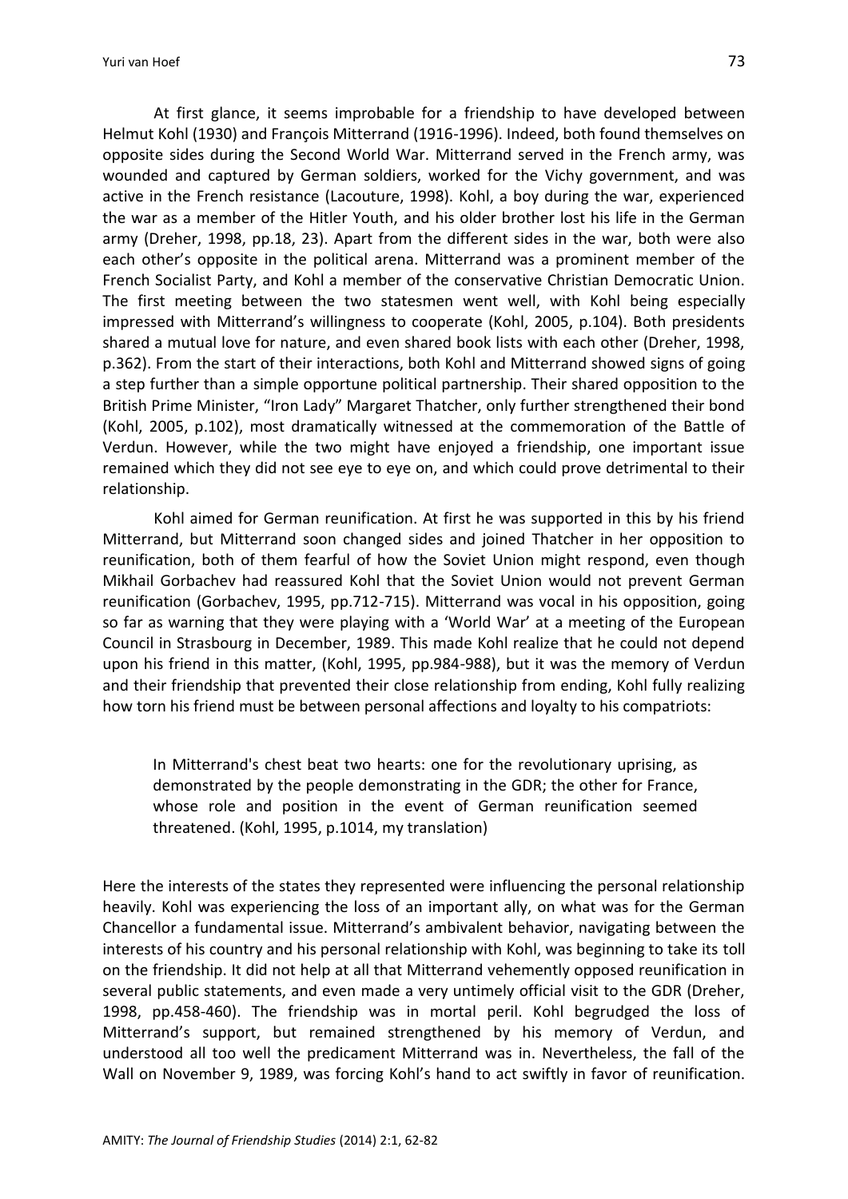At first glance, it seems improbable for a friendship to have developed between Helmut Kohl (1930) and François Mitterrand (1916-1996). Indeed, both found themselves on opposite sides during the Second World War. Mitterrand served in the French army, was wounded and captured by German soldiers, worked for the Vichy government, and was active in the French resistance (Lacouture, 1998). Kohl, a boy during the war, experienced the war as a member of the Hitler Youth, and his older brother lost his life in the German army (Dreher, 1998, pp.18, 23). Apart from the different sides in the war, both were also each other's opposite in the political arena. Mitterrand was a prominent member of the French Socialist Party, and Kohl a member of the conservative Christian Democratic Union. The first meeting between the two statesmen went well, with Kohl being especially impressed with Mitterrand's willingness to cooperate (Kohl, 2005, p.104). Both presidents shared a mutual love for nature, and even shared book lists with each other (Dreher, 1998, p.362). From the start of their interactions, both Kohl and Mitterrand showed signs of going a step further than a simple opportune political partnership. Their shared opposition to the British Prime Minister, "Iron Lady" Margaret Thatcher, only further strengthened their bond (Kohl, 2005, p.102), most dramatically witnessed at the commemoration of the Battle of Verdun. However, while the two might have enjoyed a friendship, one important issue remained which they did not see eye to eye on, and which could prove detrimental to their relationship.

Kohl aimed for German reunification. At first he was supported in this by his friend Mitterrand, but Mitterrand soon changed sides and joined Thatcher in her opposition to reunification, both of them fearful of how the Soviet Union might respond, even though Mikhail Gorbachev had reassured Kohl that the Soviet Union would not prevent German reunification (Gorbachev, 1995, pp.712-715). Mitterrand was vocal in his opposition, going so far as warning that they were playing with a 'World War' at a meeting of the European Council in Strasbourg in December, 1989. This made Kohl realize that he could not depend upon his friend in this matter, (Kohl, 1995, pp.984-988), but it was the memory of Verdun and their friendship that prevented their close relationship from ending, Kohl fully realizing how torn his friend must be between personal affections and loyalty to his compatriots:

> In Mitterrand's chest beat two hearts: one for the revolutionary uprising, as demonstrated by the people demonstrating in the GDR; the other for France, whose role and position in the event of German reunification seemed threatened. (Kohl, 1995, p.1014, my translation)

Here the interests of the states they represented were influencing the personal relationship heavily. Kohl was experiencing the loss of an important ally, on what was for the German Chancellor a fundamental issue. Mitterrand's ambivalent behavior, navigating between the interests of his country and his personal relationship with Kohl, was beginning to take its toll on the friendship. It did not help at all that Mitterrand vehemently opposed reunification in several public statements, and even made a very untimely official visit to the GDR (Dreher, 1998, pp.458-460). The friendship was in mortal peril. Kohl begrudged the loss of Mitterrand's support, but remained strengthened by his memory of Verdun, and understood all too well the predicament Mitterrand was in. Nevertheless, the fall of the Wall on November 9, 1989, was forcing Kohl's hand to act swiftly in favor of reunification.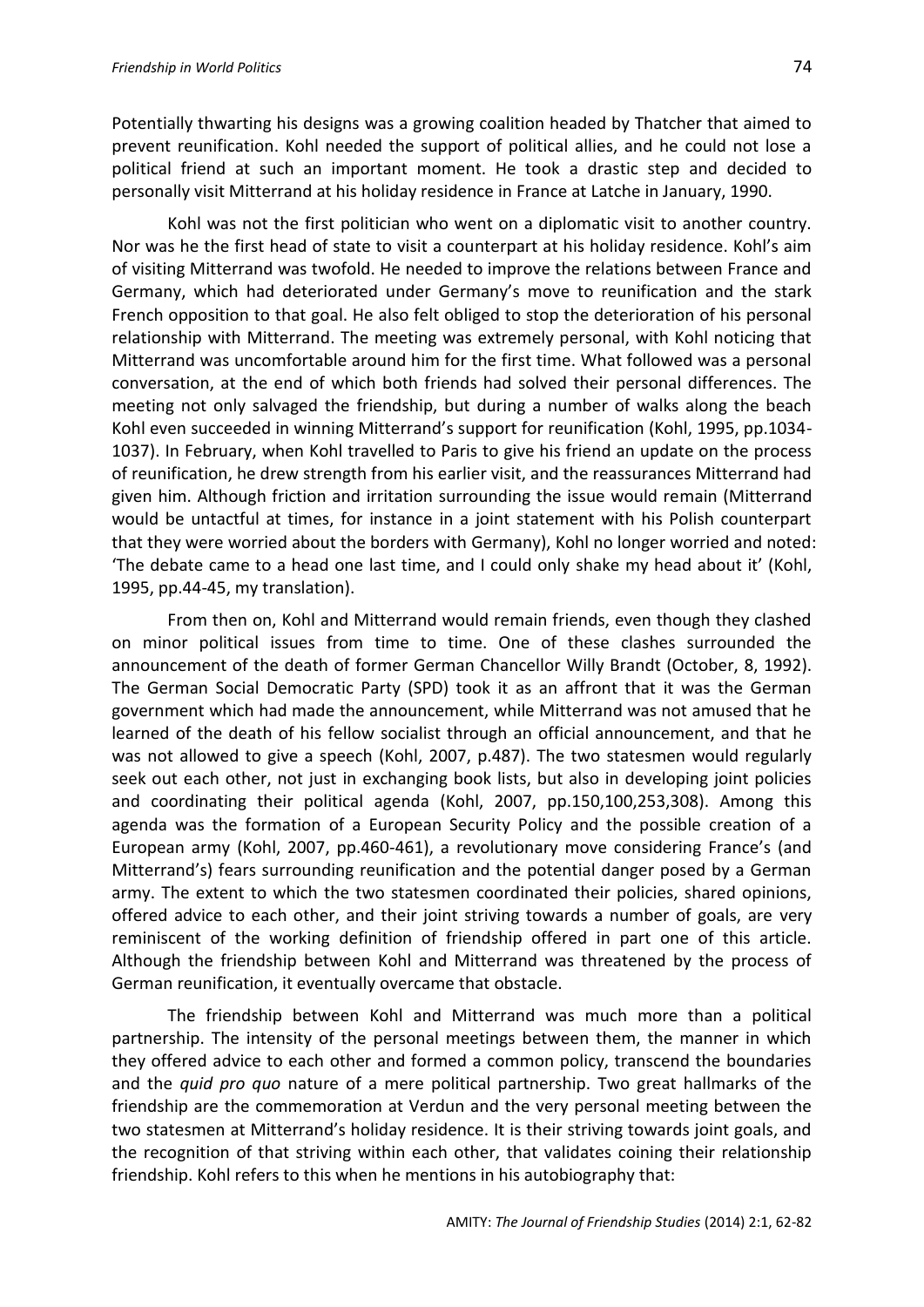Potentially thwarting his designs was a growing coalition headed by Thatcher that aimed to prevent reunification. Kohl needed the support of political allies, and he could not lose a political friend at such an important moment. He took a drastic step and decided to personally visit Mitterrand at his holiday residence in France at Latche in January, 1990.

Kohl was not the first politician who went on a diplomatic visit to another country. Nor was he the first head of state to visit a counterpart at his holiday residence. Kohl's aim of visiting Mitterrand was twofold. He needed to improve the relations between France and Germany, which had deteriorated under Germany's move to reunification and the stark French opposition to that goal. He also felt obliged to stop the deterioration of his personal relationship with Mitterrand. The meeting was extremely personal, with Kohl noticing that Mitterrand was uncomfortable around him for the first time. What followed was a personal conversation, at the end of which both friends had solved their personal differences. The meeting not only salvaged the friendship, but during a number of walks along the beach Kohl even succeeded in winning Mitterrand's support for reunification (Kohl, 1995, pp.1034-1037). In February, when Kohl travelled to Paris to give his friend an update on the process of reunification, he drew strength from his earlier visit, and the reassurances Mitterrand had given him. Although friction and irritation surrounding the issue would remain (Mitterrand would be untactful at times, for instance in a joint statement with his Polish counterpart that they were worried about the borders with Germany), Kohl no longer worried and noted: 'The debate came to a head one last time, and I could only shake my head about it' (Kohl, 1995, pp.44-45, my translation).

From then on, Kohl and Mitterrand would remain friends, even though they clashed on minor political issues from time to time. One of these clashes surrounded the announcement of the death of former German Chancellor Willy Brandt (October, 8, 1992). The German Social Democratic Party (SPD) took it as an affront that it was the German government which had made the announcement, while Mitterrand was not amused that he learned of the death of his fellow socialist through an official announcement, and that he was not allowed to give a speech (Kohl, 2007, p.487). The two statesmen would regularly seek out each other, not just in exchanging book lists, but also in developing joint policies and coordinating their political agenda (Kohl, 2007, pp.150,100,253,308). Among this agenda was the formation of a European Security Policy and the possible creation of a European army (Kohl, 2007, pp.460-461), a revolutionary move considering France's (and Mitterrand's) fears surrounding reunification and the potential danger posed by a German army. The extent to which the two statesmen coordinated their policies, shared opinions, offered advice to each other, and their joint striving towards a number of goals, are very reminiscent of the working definition of friendship offered in part one of this article. Although the friendship between Kohl and Mitterrand was threatened by the process of German reunification, it eventually overcame that obstacle.

The friendship between Kohl and Mitterrand was much more than a political partnership. The intensity of the personal meetings between them, the manner in which they offered advice to each other and formed a common policy, transcend the boundaries and the *quid pro quo* nature of a mere political partnership. Two great hallmarks of the friendship are the commemoration at Verdun and the very personal meeting between the two statesmen at Mitterrand's holiday residence. It is their striving towards joint goals, and the recognition of that striving within each other, that validates coining their relationship friendship. Kohl refers to this when he mentions in his autobiography that: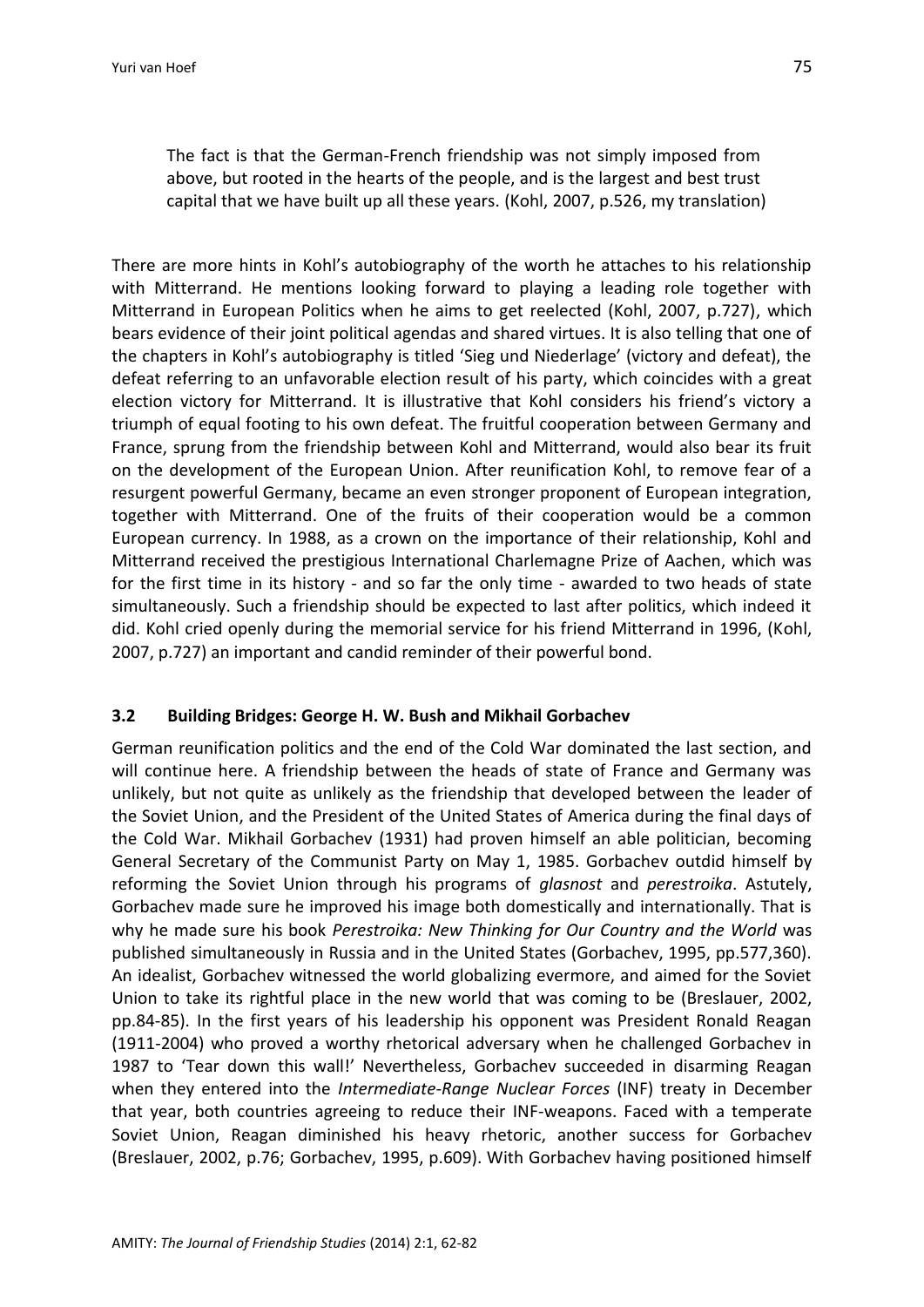> The fact is that the German-French friendship was not simply imposed from above, but rooted in the hearts of the people, and is the largest and best trust capital that we have built up all these years. (Kohl, 2007, p.526, my translation)

There are more hints in Kohl's autobiography of the worth he attaches to his relationship with Mitterrand. He mentions looking forward to playing a leading role together with Mitterrand in European Politics when he aims to get reelected (Kohl, 2007, p.727), which bears evidence of their joint political agendas and shared virtues. It is also telling that one of the chapters in Kohl's autobiography is titled 'Sieg und Niederlage' (victory and defeat), the defeat referring to an unfavorable election result of his party, which coincides with a great election victory for Mitterrand. It is illustrative that Kohl considers his friend's victory a triumph of equal footing to his own defeat. The fruitful cooperation between Germany and France, sprung from the friendship between Kohl and Mitterrand, would also bear its fruit on the development of the European Union. After reunification Kohl, to remove fear of a resurgent powerful Germany, became an even stronger proponent of European integration, together with Mitterrand. One of the fruits of their cooperation would be a common European currency. In 1988, as a crown on the importance of their relationship, Kohl and Mitterrand received the prestigious International Charlemagne Prize of Aachen, which was for the first time in its history - and so far the only time - awarded to two heads of state simultaneously. Such a friendship should be expected to last after politics, which indeed it did. Kohl cried openly during the memorial service for his friend Mitterrand in 1996, (Kohl, 2007, p.727) an important and candid reminder of their powerful bond.

### 3.2 Building Bridges: George H. W. Bush and Mikhail Gorbachev

German reunification politics and the end of the Cold War dominated the last section, and will continue here. A friendship between the heads of state of France and Germany was unlikely, but not quite as unlikely as the friendship that developed between the leader of the Soviet Union, and the President of the United States of America during the final days of the Cold War. Mikhail Gorbachev (1931) had proven himself an able politician, becoming General Secretary of the Communist Party on May 1, 1985. Gorbachev outdid himself by reforming the Soviet Union through his programs of *glasnost* and *perestroika*. Astutely, Gorbachev made sure he improved his image both domestically and internationally. That is why he made sure his book *Perestroika: New Thinking for Our Country and the World* was published simultaneously in Russia and in the United States (Gorbachev, 1995, pp.577,360). An idealist, Gorbachev witnessed the world globalizing evermore, and aimed for the Soviet Union to take its rightful place in the new world that was coming to be (Breslauer, 2002, pp.84-85). In the first years of his leadership his opponent was President Ronald Reagan (1911-2004) who proved a worthy rhetorical adversary when he challenged Gorbachev in 1987 to 'Tear down this wall!' Nevertheless, Gorbachev succeeded in disarming Reagan when they entered into the *Intermediate-Range Nuclear Forces* (INF) treaty in December that year, both countries agreeing to reduce their INF-weapons. Faced with a temperate Soviet Union, Reagan diminished his heavy rhetoric, another success for Gorbachev (Breslauer, 2002, p.76; Gorbachev, 1995, p.609). With Gorbachev having positioned himself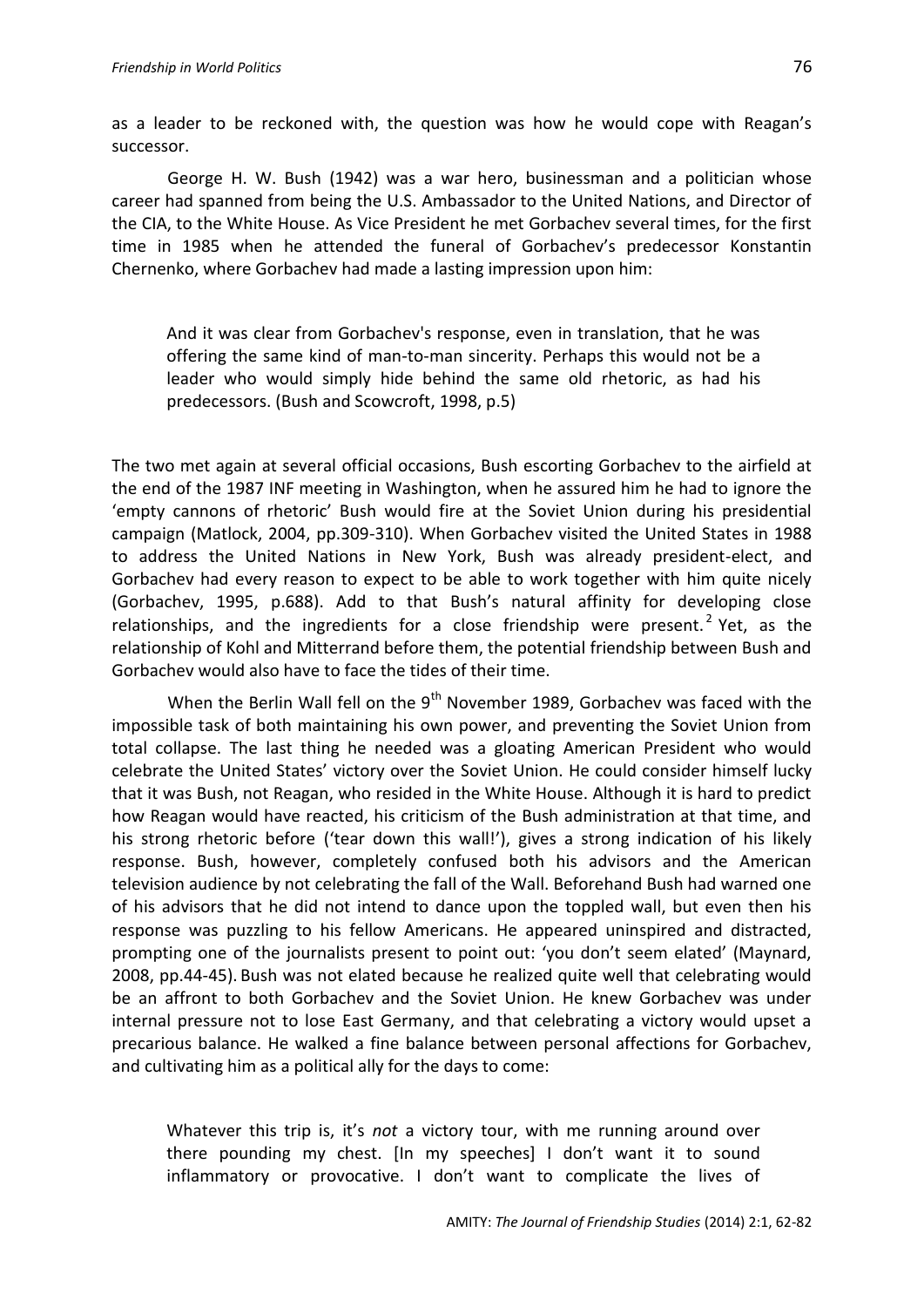as a leader to be reckoned with, the question was how he would cope with Reagan's successor.

George H. W. Bush (1942) was a war hero, businessman and a politician whose career had spanned from being the U.S. Ambassador to the United Nations, and Director of the CIA, to the White House. As Vice President he met Gorbachev several times, for the first time in 1985 when he attended the funeral of Gorbachev's predecessor Konstantin Chernenko, where Gorbachev had made a lasting impression upon him:

> And it was clear from Gorbachev's response, even in translation, that he was offering the same kind of man-to-man sincerity. Perhaps this would not be a leader who would simply hide behind the same old rhetoric, as had his predecessors. (Bush and Scowcroft, 1998, p.5)

The two met again at several official occasions, Bush escorting Gorbachev to the airfield at the end of the 1987 INF meeting in Washington, when he assured him he had to ignore the 'empty cannons of rhetoric' Bush would fire at the Soviet Union during his presidential campaign (Matlock, 2004, pp.309-310). When Gorbachev visited the United States in 1988 to address the United Nations in New York, Bush was already president-elect, and Gorbachev had every reason to expect to be able to work together with him quite nicely (Gorbachev, 1995, p.688). Add to that Bush's natural affinity for developing close relationships, and the ingredients for a close friendship were present.[2] Yet, as the relationship of Kohl and Mitterrand before them, the potential friendship between Bush and Gorbachev would also have to face the tides of their time.

When the Berlin Wall fell on the 9th November 1989, Gorbachev was faced with the impossible task of both maintaining his own power, and preventing the Soviet Union from total collapse. The last thing he needed was a gloating American President who would celebrate the United States' victory over the Soviet Union. He could consider himself lucky that it was Bush, not Reagan, who resided in the White House. Although it is hard to predict how Reagan would have reacted, his criticism of the Bush administration at that time, and his strong rhetoric before ('tear down this wall!'), gives a strong indication of his likely response. Bush, however, completely confused both his advisors and the American television audience by not celebrating the fall of the Wall. Beforehand Bush had warned one of his advisors that he did not intend to dance upon the toppled wall, but even then his response was puzzling to his fellow Americans. He appeared uninspired and distracted, prompting one of the journalists present to point out: 'you don't seem elated' (Maynard, 2008, pp.44-45). Bush was not elated because he realized quite well that celebrating would be an affront to both Gorbachev and the Soviet Union. He knew Gorbachev was under internal pressure not to lose East Germany, and that celebrating a victory would upset a precarious balance. He walked a fine balance between personal affections for Gorbachev, and cultivating him as a political ally for the days to come:

> Whatever this trip is, it's *not* a victory tour, with me running around over there pounding my chest. [In my speeches] I don't want it to sound inflammatory or provocative. I don't want to complicate the lives of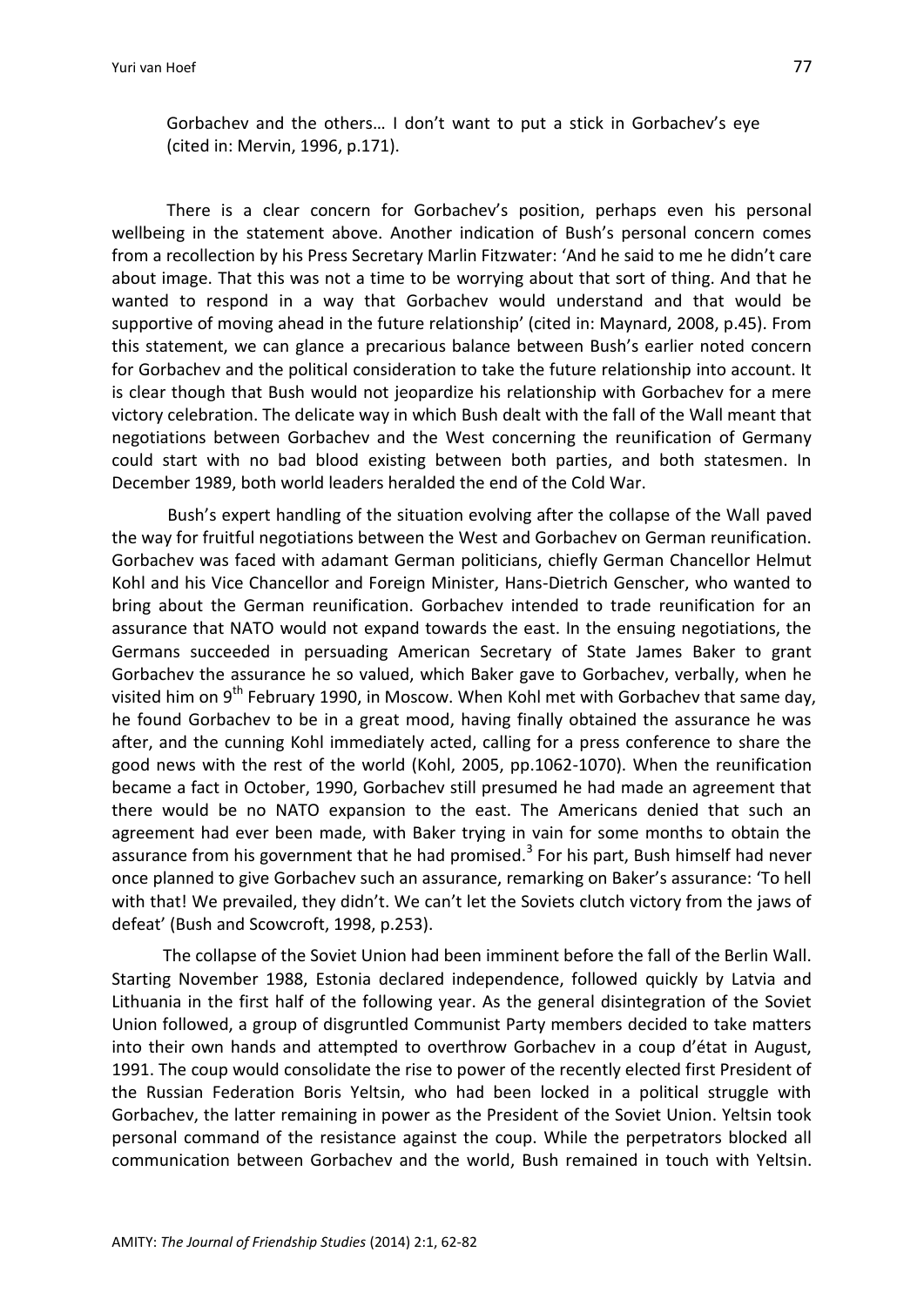Gorbachev and the others… I don't want to put a stick in Gorbachev's eye (cited in: Mervin, 1996, p.171).

There is a clear concern for Gorbachev's position, perhaps even his personal wellbeing in the statement above. Another indication of Bush's personal concern comes from a recollection by his Press Secretary Marlin Fitzwater: 'And he said to me he didn't care about image. That this was not a time to be worrying about that sort of thing. And that he wanted to respond in a way that Gorbachev would understand and that would be supportive of moving ahead in the future relationship' (cited in: Maynard, 2008, p.45). From this statement, we can glance a precarious balance between Bush's earlier noted concern for Gorbachev and the political consideration to take the future relationship into account. It is clear though that Bush would not jeopardize his relationship with Gorbachev for a mere victory celebration. The delicate way in which Bush dealt with the fall of the Wall meant that negotiations between Gorbachev and the West concerning the reunification of Germany could start with no bad blood existing between both parties, and both statesmen. In December 1989, both world leaders heralded the end of the Cold War.

Bush's expert handling of the situation evolving after the collapse of the Wall paved the way for fruitful negotiations between the West and Gorbachev on German reunification. Gorbachev was faced with adamant German politicians, chiefly German Chancellor Helmut Kohl and his Vice Chancellor and Foreign Minister, Hans-Dietrich Genscher, who wanted to bring about the German reunification. Gorbachev intended to trade reunification for an assurance that NATO would not expand towards the east. In the ensuing negotiations, the Germans succeeded in persuading American Secretary of State James Baker to grant Gorbachev the assurance he so valued, which Baker gave to Gorbachev, verbally, when he visited him on 9th February 1990, in Moscow. When Kohl met with Gorbachev that same day, he found Gorbachev to be in a great mood, having finally obtained the assurance he was after, and the cunning Kohl immediately acted, calling for a press conference to share the good news with the rest of the world (Kohl, 2005, pp.1062-1070). When the reunification became a fact in October, 1990, Gorbachev still presumed he had made an agreement that there would be no NATO expansion to the east. The Americans denied that such an agreement had ever been made, with Baker trying in vain for some months to obtain the assurance from his government that he had promised.[3] For his part, Bush himself had never once planned to give Gorbachev such an assurance, remarking on Baker's assurance: 'To hell with that! We prevailed, they didn't. We can't let the Soviets clutch victory from the jaws of defeat' (Bush and Scowcroft, 1998, p.253).

The collapse of the Soviet Union had been imminent before the fall of the Berlin Wall. Starting November 1988, Estonia declared independence, followed quickly by Latvia and Lithuania in the first half of the following year. As the general disintegration of the Soviet Union followed, a group of disgruntled Communist Party members decided to take matters into their own hands and attempted to overthrow Gorbachev in a coup d'état in August, 1991. The coup would consolidate the rise to power of the recently elected first President of the Russian Federation Boris Yeltsin, who had been locked in a political struggle with Gorbachev, the latter remaining in power as the President of the Soviet Union. Yeltsin took personal command of the resistance against the coup. While the perpetrators blocked all communication between Gorbachev and the world, Bush remained in touch with Yeltsin.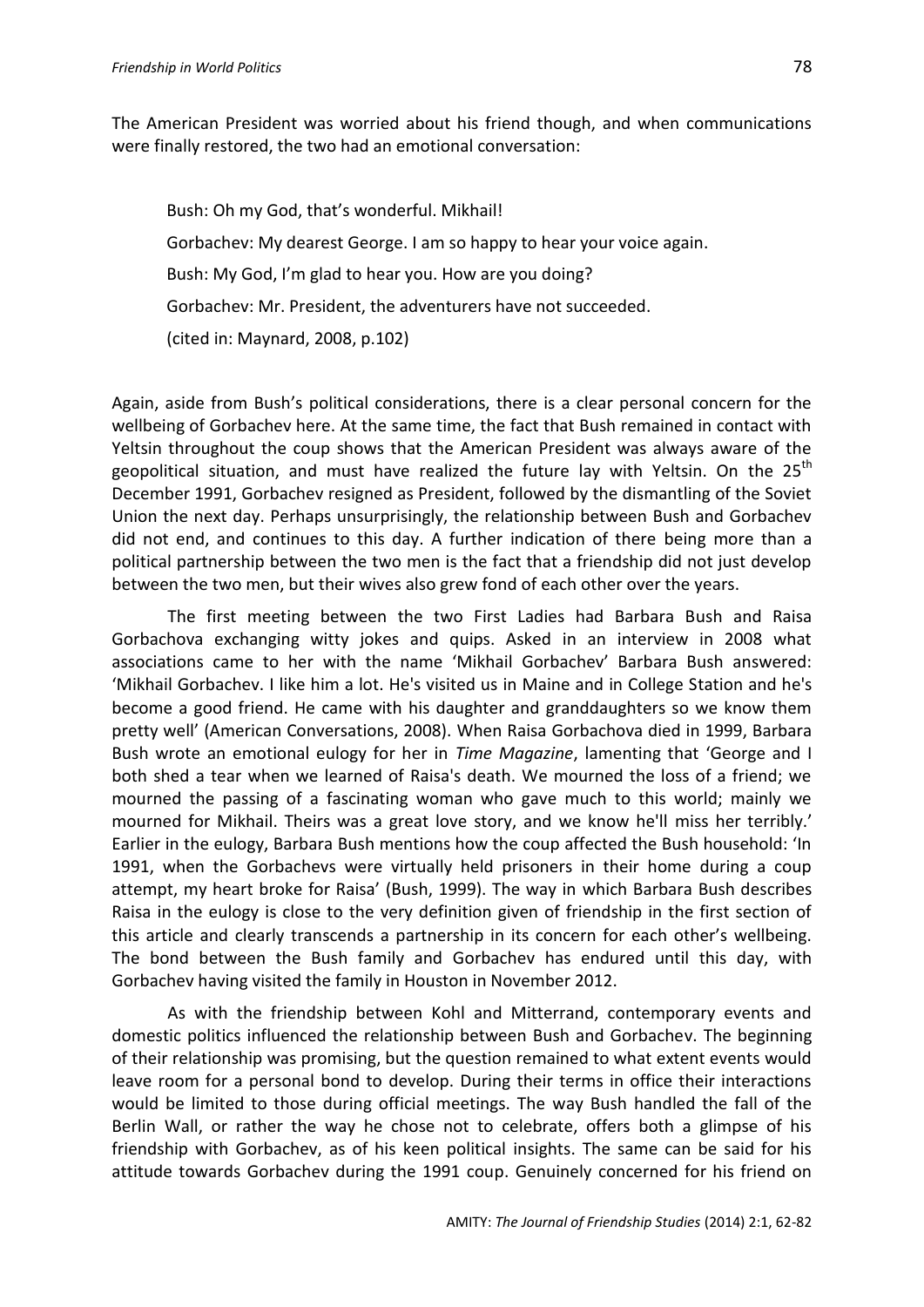The American President was worried about his friend though, and when communications were finally restored, the two had an emotional conversation:

> Bush: Oh my God, that's wonderful. Mikhail!
>
> Gorbachev: My dearest George. I am so happy to hear your voice again.
>
> Bush: My God, I'm glad to hear you. How are you doing?
>
> Gorbachev: Mr. President, the adventurers have not succeeded.
>
> (cited in: Maynard, 2008, p.102)

Again, aside from Bush's political considerations, there is a clear personal concern for the wellbeing of Gorbachev here. At the same time, the fact that Bush remained in contact with Yeltsin throughout the coup shows that the American President was always aware of the geopolitical situation, and must have realized the future lay with Yeltsin. On the 25th December 1991, Gorbachev resigned as President, followed by the dismantling of the Soviet Union the next day. Perhaps unsurprisingly, the relationship between Bush and Gorbachev did not end, and continues to this day. A further indication of there being more than a political partnership between the two men is the fact that a friendship did not just develop between the two men, but their wives also grew fond of each other over the years.

The first meeting between the two First Ladies had Barbara Bush and Raisa Gorbachova exchanging witty jokes and quips. Asked in an interview in 2008 what associations came to her with the name 'Mikhail Gorbachev' Barbara Bush answered: 'Mikhail Gorbachev. I like him a lot. He's visited us in Maine and in College Station and he's become a good friend. He came with his daughter and granddaughters so we know them pretty well' (American Conversations, 2008). When Raisa Gorbachova died in 1999, Barbara Bush wrote an emotional eulogy for her in *Time Magazine*, lamenting that 'George and I both shed a tear when we learned of Raisa's death. We mourned the loss of a friend; we mourned the passing of a fascinating woman who gave much to this world; mainly we mourned for Mikhail. Theirs was a great love story, and we know he'll miss her terribly.' Earlier in the eulogy, Barbara Bush mentions how the coup affected the Bush household: 'In 1991, when the Gorbachevs were virtually held prisoners in their home during a coup attempt, my heart broke for Raisa' (Bush, 1999). The way in which Barbara Bush describes Raisa in the eulogy is close to the very definition given of friendship in the first section of this article and clearly transcends a partnership in its concern for each other's wellbeing. The bond between the Bush family and Gorbachev has endured until this day, with Gorbachev having visited the family in Houston in November 2012.

As with the friendship between Kohl and Mitterrand, contemporary events and domestic politics influenced the relationship between Bush and Gorbachev. The beginning of their relationship was promising, but the question remained to what extent events would leave room for a personal bond to develop. During their terms in office their interactions would be limited to those during official meetings. The way Bush handled the fall of the Berlin Wall, or rather the way he chose not to celebrate, offers both a glimpse of his friendship with Gorbachev, as of his keen political insights. The same can be said for his attitude towards Gorbachev during the 1991 coup. Genuinely concerned for his friend on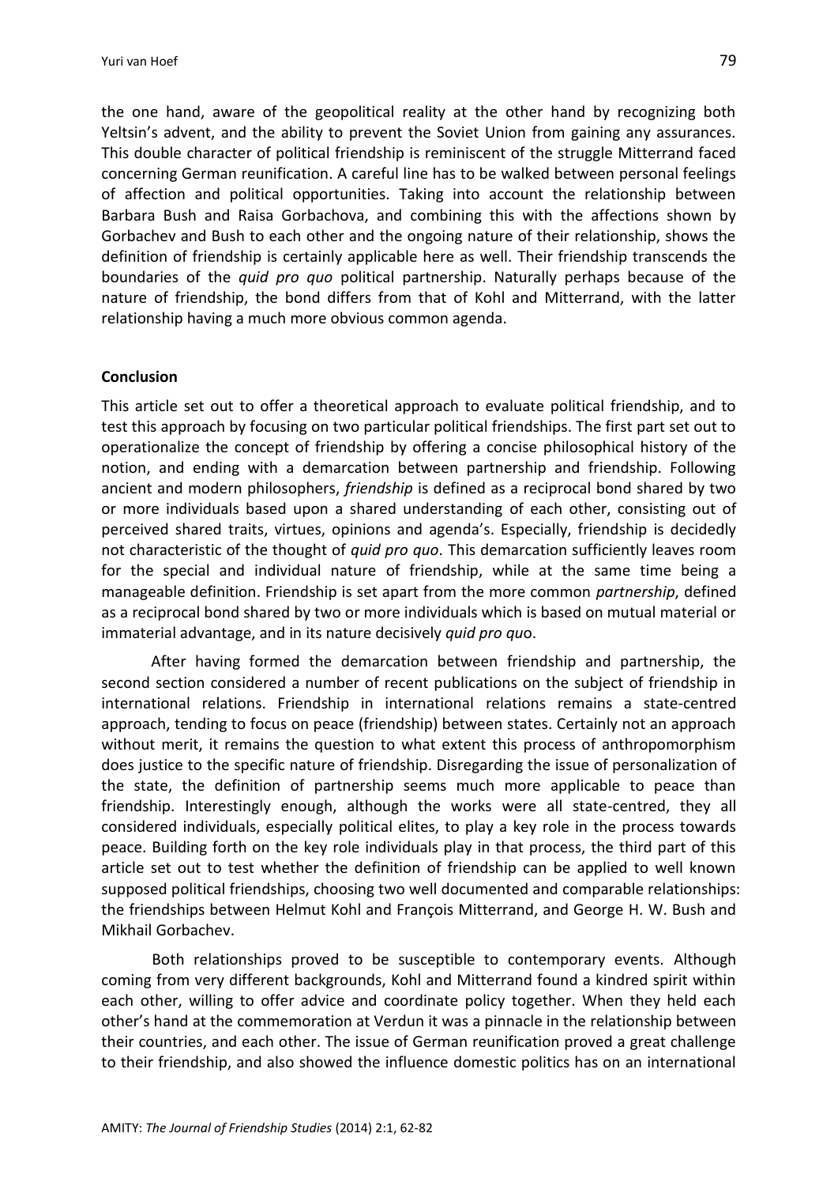the one hand, aware of the geopolitical reality at the other hand by recognizing both Yeltsin's advent, and the ability to prevent the Soviet Union from gaining any assurances. This double character of political friendship is reminiscent of the struggle Mitterrand faced concerning German reunification. A careful line has to be walked between personal feelings of affection and political opportunities. Taking into account the relationship between Barbara Bush and Raisa Gorbachova, and combining this with the affections shown by Gorbachev and Bush to each other and the ongoing nature of their relationship, shows the definition of friendship is certainly applicable here as well. Their friendship transcends the boundaries of the *quid pro quo* political partnership. Naturally perhaps because of the nature of friendship, the bond differs from that of Kohl and Mitterrand, with the latter relationship having a much more obvious common agenda.

**Conclusion**

This article set out to offer a theoretical approach to evaluate political friendship, and to test this approach by focusing on two particular political friendships. The first part set out to operationalize the concept of friendship by offering a concise philosophical history of the notion, and ending with a demarcation between partnership and friendship. Following ancient and modern philosophers, *friendship* is defined as a reciprocal bond shared by two or more individuals based upon a shared understanding of each other, consisting out of perceived shared traits, virtues, opinions and agenda's. Especially, friendship is decidedly not characteristic of the thought of *quid pro quo*. This demarcation sufficiently leaves room for the special and individual nature of friendship, while at the same time being a manageable definition. Friendship is set apart from the more common *partnership*, defined as a reciprocal bond shared by two or more individuals which is based on mutual material or immaterial advantage, and in its nature decisively *quid pro quo*.

After having formed the demarcation between friendship and partnership, the second section considered a number of recent publications on the subject of friendship in international relations. Friendship in international relations remains a state-centred approach, tending to focus on peace (friendship) between states. Certainly not an approach without merit, it remains the question to what extent this process of anthropomorphism does justice to the specific nature of friendship. Disregarding the issue of personalization of the state, the definition of partnership seems much more applicable to peace than friendship. Interestingly enough, although the works were all state-centred, they all considered individuals, especially political elites, to play a key role in the process towards peace. Building forth on the key role individuals play in that process, the third part of this article set out to test whether the definition of friendship can be applied to well known supposed political friendships, choosing two well documented and comparable relationships: the friendships between Helmut Kohl and François Mitterrand, and George H. W. Bush and Mikhail Gorbachev.

Both relationships proved to be susceptible to contemporary events. Although coming from very different backgrounds, Kohl and Mitterrand found a kindred spirit within each other, willing to offer advice and coordinate policy together. When they held each other's hand at the commemoration at Verdun it was a pinnacle in the relationship between their countries, and each other. The issue of German reunification proved a great challenge to their friendship, and also showed the influence domestic politics has on an international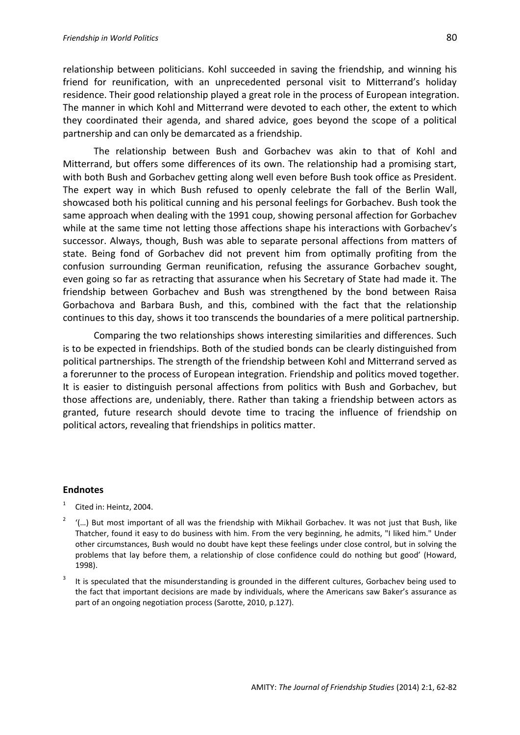relationship between politicians. Kohl succeeded in saving the friendship, and winning his friend for reunification, with an unprecedented personal visit to Mitterrand's holiday residence. Their good relationship played a great role in the process of European integration. The manner in which Kohl and Mitterrand were devoted to each other, the extent to which they coordinated their agenda, and shared advice, goes beyond the scope of a political partnership and can only be demarcated as a friendship.

The relationship between Bush and Gorbachev was akin to that of Kohl and Mitterrand, but offers some differences of its own. The relationship had a promising start, with both Bush and Gorbachev getting along well even before Bush took office as President. The expert way in which Bush refused to openly celebrate the fall of the Berlin Wall, showcased both his political cunning and his personal feelings for Gorbachev. Bush took the same approach when dealing with the 1991 coup, showing personal affection for Gorbachev while at the same time not letting those affections shape his interactions with Gorbachev's successor. Always, though, Bush was able to separate personal affections from matters of state. Being fond of Gorbachev did not prevent him from optimally profiting from the confusion surrounding German reunification, refusing the assurance Gorbachev sought, even going so far as retracting that assurance when his Secretary of State had made it. The friendship between Gorbachev and Bush was strengthened by the bond between Raisa Gorbachova and Barbara Bush, and this, combined with the fact that the relationship continues to this day, shows it too transcends the boundaries of a mere political partnership.

Comparing the two relationships shows interesting similarities and differences. Such is to be expected in friendships. Both of the studied bonds can be clearly distinguished from political partnerships. The strength of the friendship between Kohl and Mitterrand served as a forerunner to the process of European integration. Friendship and politics moved together. It is easier to distinguish personal affections from politics with Bush and Gorbachev, but those affections are, undeniably, there. Rather than taking a friendship between actors as granted, future research should devote time to tracing the influence of friendship on political actors, revealing that friendships in politics matter.

## Endnotes

[1] Cited in: Heintz, 2004.

[2] '(…) But most important of all was the friendship with Mikhail Gorbachev. It was not just that Bush, like Thatcher, found it easy to do business with him. From the very beginning, he admits, "I liked him." Under other circumstances, Bush would no doubt have kept these feelings under close control, but in solving the problems that lay before them, a relationship of close confidence could do nothing but good' (Howard, 1998).

[3] It is speculated that the misunderstanding is grounded in the different cultures, Gorbachev being used to the fact that important decisions are made by individuals, where the Americans saw Baker's assurance as part of an ongoing negotiation process (Sarotte, 2010, p.127).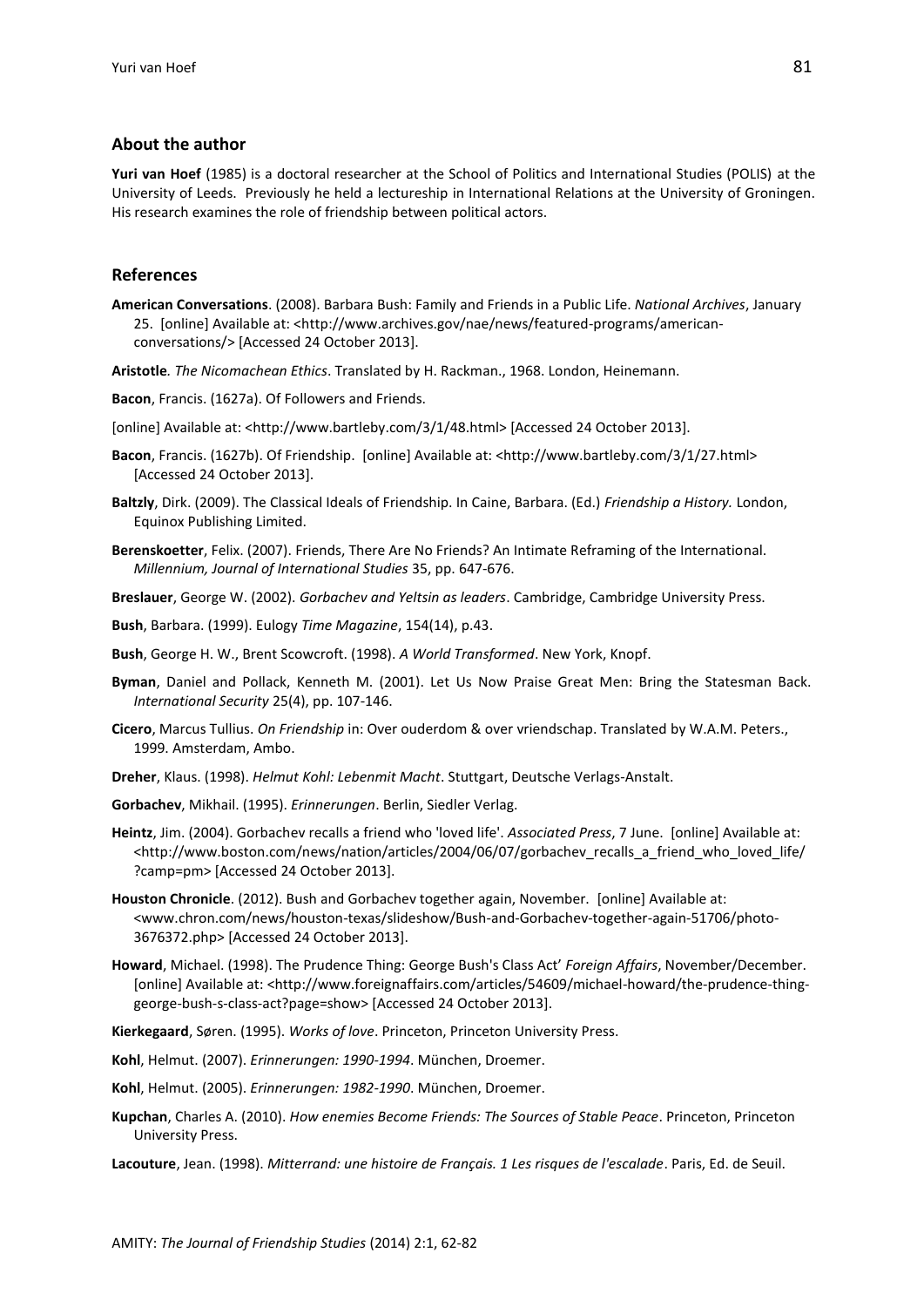## About the author

**Yuri van Hoef** (1985) is a doctoral researcher at the School of Politics and International Studies (POLIS) at the University of Leeds. Previously he held a lectureship in International Relations at the University of Groningen. His research examines the role of friendship between political actors.

## References

**American Conversations**. (2008). Barbara Bush: Family and Friends in a Public Life. *National Archives*, January 25. [online] Available at: <http://www.archives.gov/nae/news/featured-programs/american-conversations/> [Accessed 24 October 2013].

**Aristotle***. The Nicomachean Ethics*. Translated by H. Rackman., 1968. London, Heinemann.

**Bacon**, Francis. (1627a). Of Followers and Friends.

[online] Available at: <http://www.bartleby.com/3/1/48.html> [Accessed 24 October 2013].

**Bacon**, Francis. (1627b). Of Friendship. [online] Available at: <http://www.bartleby.com/3/1/27.html> [Accessed 24 October 2013].

**Baltzly**, Dirk. (2009). The Classical Ideals of Friendship. In Caine, Barbara. (Ed.) *Friendship a History.* London, Equinox Publishing Limited.

**Berenskoetter**, Felix. (2007). Friends, There Are No Friends? An Intimate Reframing of the International. *Millennium, Journal of International Studies* 35, pp. 647-676.

**Breslauer**, George W. (2002). *Gorbachev and Yeltsin as leaders*. Cambridge, Cambridge University Press.

**Bush**, Barbara. (1999). Eulogy *Time Magazine*, 154(14), p.43.

**Bush**, George H. W., Brent Scowcroft. (1998). *A World Transformed*. New York, Knopf.

**Byman**, Daniel and Pollack, Kenneth M. (2001). Let Us Now Praise Great Men: Bring the Statesman Back. *International Security* 25(4), pp. 107-146.

**Cicero**, Marcus Tullius. *On Friendship* in: Over ouderdom & over vriendschap. Translated by W.A.M. Peters., 1999. Amsterdam, Ambo.

**Dreher**, Klaus. (1998). *Helmut Kohl: Lebenmit Macht*. Stuttgart, Deutsche Verlags-Anstalt.

**Gorbachev**, Mikhail. (1995). *Erinnerungen*. Berlin, Siedler Verlag.

**Heintz**, Jim. (2004). Gorbachev recalls a friend who 'loved life'. *Associated Press*, 7 June. [online] Available at: <http://www.boston.com/news/nation/articles/2004/06/07/gorbachev_recalls_a_friend_who_loved_life/?camp=pm> [Accessed 24 October 2013].

**Houston Chronicle**. (2012). Bush and Gorbachev together again, November. [online] Available at: <www.chron.com/news/houston-texas/slideshow/Bush-and-Gorbachev-together-again-51706/photo-3676372.php> [Accessed 24 October 2013].

**Howard**, Michael. (1998). The Prudence Thing: George Bush's Class Act' *Foreign Affairs*, November/December. [online] Available at: <http://www.foreignaffairs.com/articles/54609/michael-howard/the-prudence-thing-george-bush-s-class-act?page=show> [Accessed 24 October 2013].

**Kierkegaard**, Søren. (1995). *Works of love*. Princeton, Princeton University Press.

**Kohl**, Helmut. (2007). *Erinnerungen: 1990-1994*. München, Droemer.

**Kohl**, Helmut. (2005). *Erinnerungen: 1982-1990*. München, Droemer.

**Kupchan**, Charles A. (2010). *How enemies Become Friends: The Sources of Stable Peace*. Princeton, Princeton University Press.

**Lacouture**, Jean. (1998). *Mitterrand: une histoire de Français. 1 Les risques de l'escalade*. Paris, Ed. de Seuil.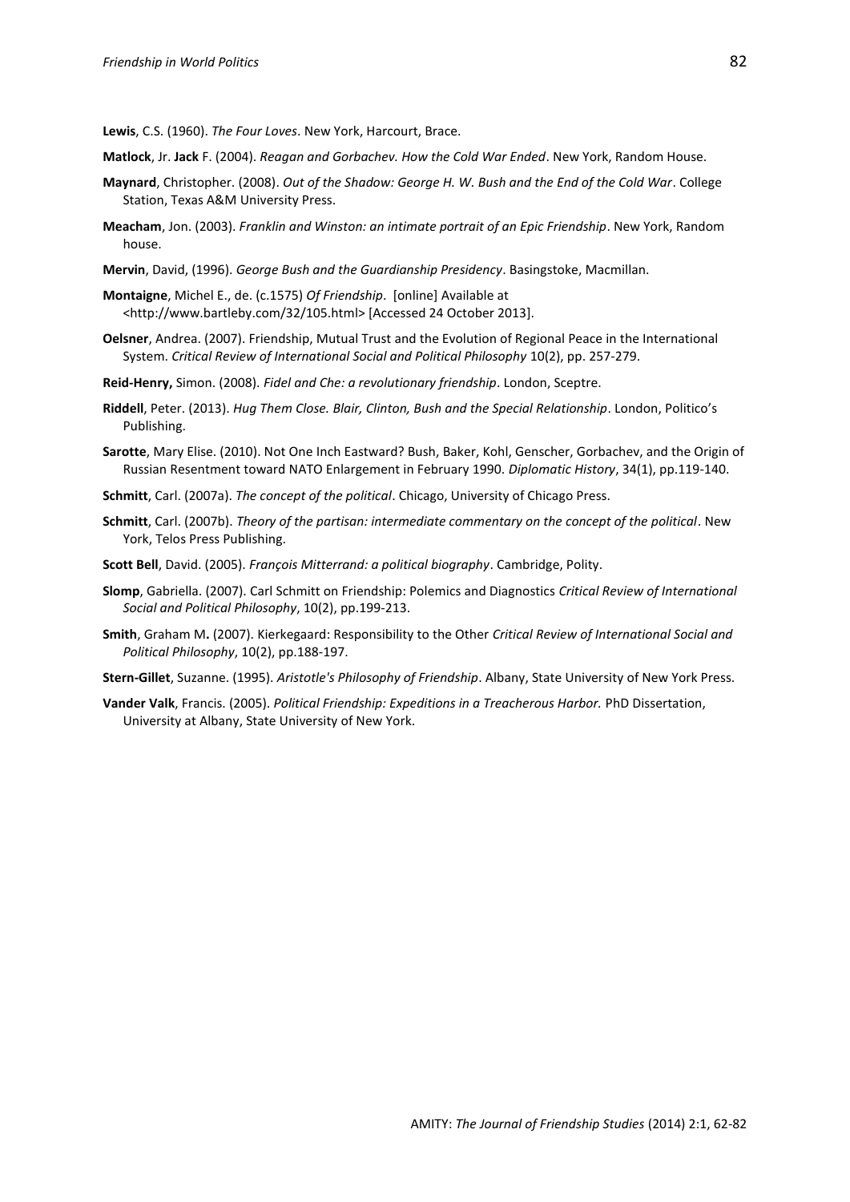**Lewis**, C.S. (1960). *The Four Loves*. New York, Harcourt, Brace.

**Matlock**, Jr. **Jack** F. (2004). *Reagan and Gorbachev. How the Cold War Ended*. New York, Random House.

**Maynard**, Christopher. (2008). *Out of the Shadow: George H. W. Bush and the End of the Cold War*. College Station, Texas A&M University Press.

**Meacham**, Jon. (2003). *Franklin and Winston: an intimate portrait of an Epic Friendship*. New York, Random house.

**Mervin**, David, (1996). *George Bush and the Guardianship Presidency*. Basingstoke, Macmillan.

**Montaigne**, Michel E., de. (c.1575) *Of Friendship*. [online] Available at <http://www.bartleby.com/32/105.html> [Accessed 24 October 2013].

**Oelsner**, Andrea. (2007). Friendship, Mutual Trust and the Evolution of Regional Peace in the International System. *Critical Review of International Social and Political Philosophy* 10(2), pp. 257-279.

**Reid-Henry,** Simon. (2008). *Fidel and Che: a revolutionary friendship*. London, Sceptre.

**Riddell**, Peter. (2013). *Hug Them Close. Blair, Clinton, Bush and the Special Relationship*. London, Politico's Publishing.

**Sarotte**, Mary Elise. (2010). Not One Inch Eastward? Bush, Baker, Kohl, Genscher, Gorbachev, and the Origin of Russian Resentment toward NATO Enlargement in February 1990. *Diplomatic History*, 34(1), pp.119-140.

**Schmitt**, Carl. (2007a). *The concept of the political*. Chicago, University of Chicago Press.

**Schmitt**, Carl. (2007b). *Theory of the partisan: intermediate commentary on the concept of the political*. New York, Telos Press Publishing.

**Scott Bell**, David. (2005). *François Mitterrand: a political biography*. Cambridge, Polity.

**Slomp**, Gabriella. (2007). Carl Schmitt on Friendship: Polemics and Diagnostics *Critical Review of International Social and Political Philosophy*, 10(2), pp.199-213.

**Smith**, Graham M**.** (2007). Kierkegaard: Responsibility to the Other *Critical Review of International Social and Political Philosophy*, 10(2), pp.188-197.

**Stern-Gillet**, Suzanne. (1995). *Aristotle's Philosophy of Friendship*. Albany, State University of New York Press.

**Vander Valk**, Francis. (2005). *Political Friendship: Expeditions in a Treacherous Harbor.* PhD Dissertation, University at Albany, State University of New York.